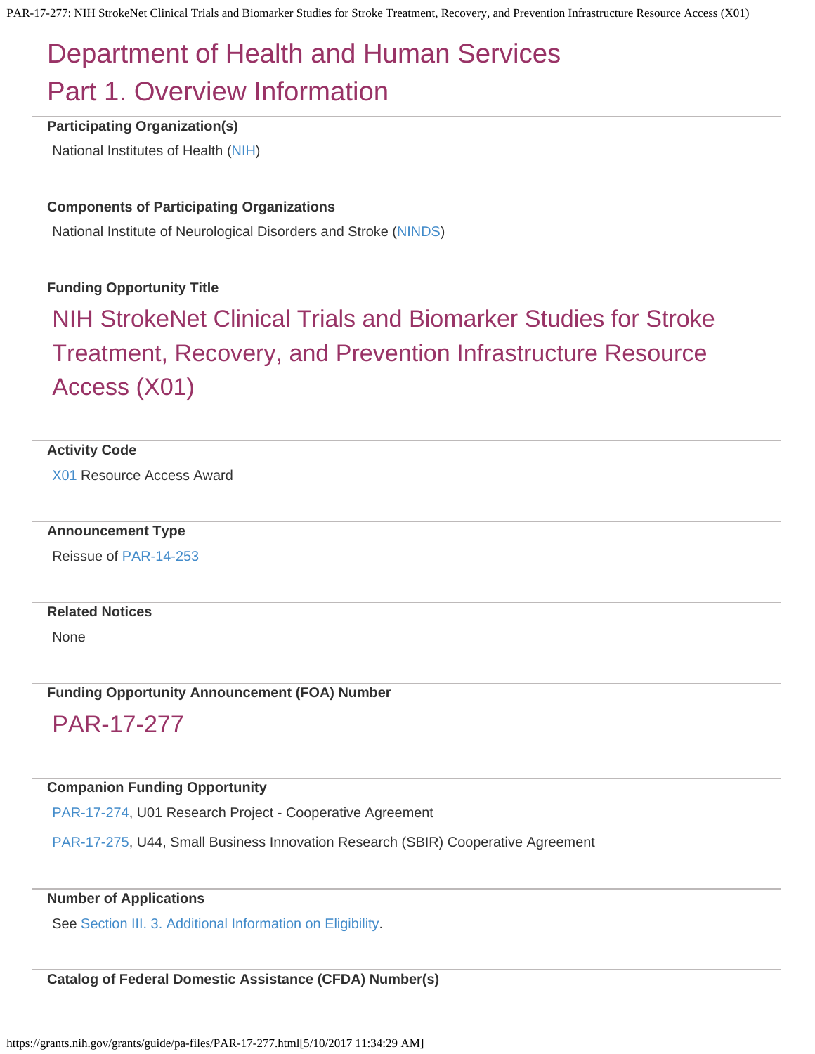# Department of Health and Human Services

# Part 1. Overview Information

**Participating Organization(s)**

National Institutes of Health (NIH)

**Components of Participating Organizations**

National Institute of Neurological Disorders and Stroke (NINDS)

**Funding Opportunity Title**

## NIH StrokeNet Clinical Trials and Biomarker Studies for Stroke Treatment, Recovery, and Prevention Infrastructure Resource Access (X01)

**Activity Code**

X01 Resource Access Award

**Announcement Type**

Reissue of PAR-14-253

**Related Notices**

None

**Funding Opportunity Announcement (FOA) Number**

## PAR-17-277

**Companion Funding Opportunity**

PAR-17-274, U01 Research Project - Cooperative Agreement

PAR-17-275, U44, Small Business Innovation Research (SBIR) Cooperative Agreement

**Number of Applications**

See Section III. 3. Additional Information on Eligibility.

**Catalog of Federal Domestic Assistance (CFDA) Number(s)**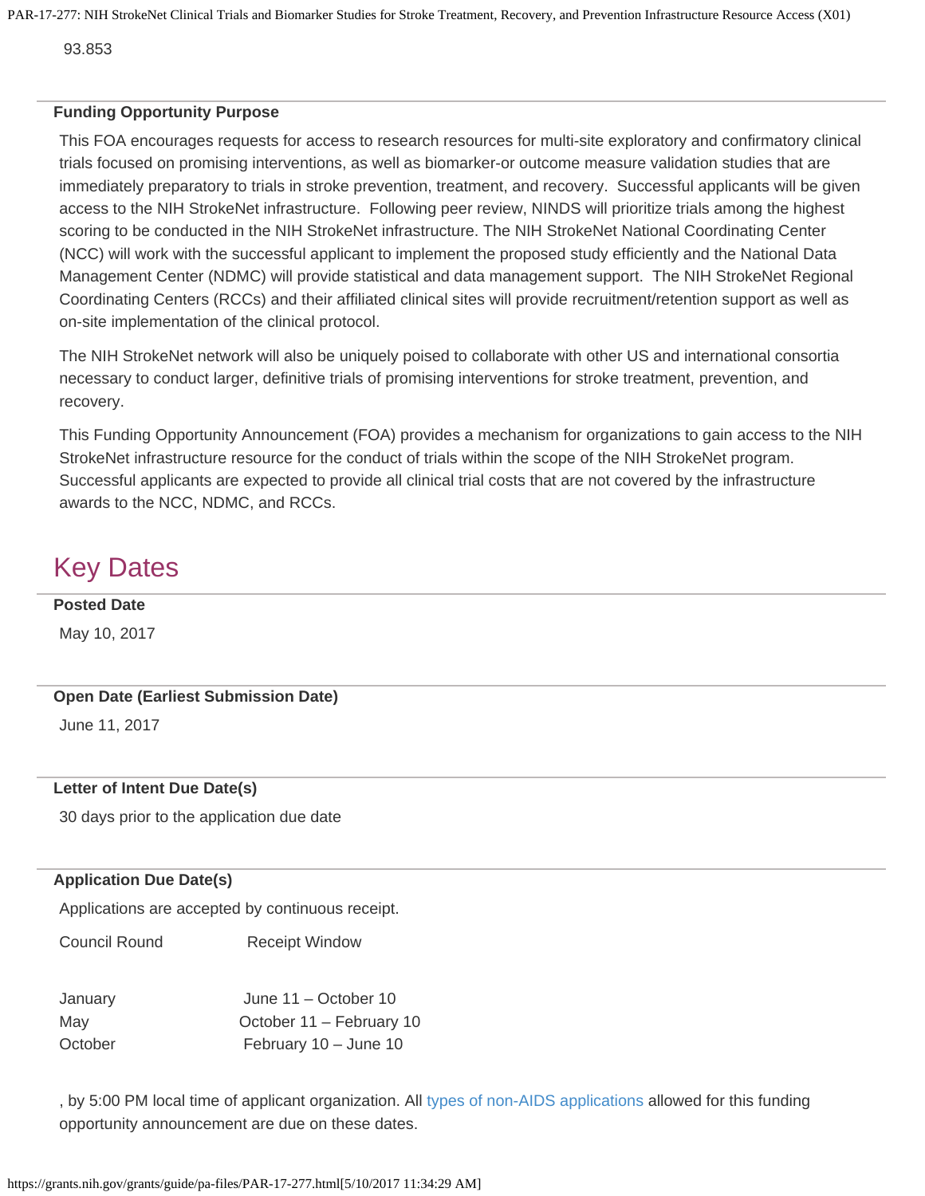93.853

**Funding Opportunity Purpose**

This FOA encourages requests for access to research resources for multi-site exploratory and confirmatory clinical trials focused on promising interventions, as well as biomarker-or outcome measure validation studies that are immediately preparatory to trials in stroke prevention, treatment, and recovery. Successful applicants will be given access to the NIH StrokeNet infrastructure. Following peer review, NINDS will prioritize trials among the highest scoring to be conducted in the NIH StrokeNet infrastructure. The NIH StrokeNet National Coordinating Center (NCC) will work with the successful applicant to implement the proposed study efficiently and the National Data Management Center (NDMC) will provide statistical and data management support. The NIH StrokeNet Regional Coordinating Centers (RCCs) and their affiliated clinical sites will provide recruitment/retention support as well as on-site implementation of the clinical protocol.

The NIH StrokeNet network will also be uniquely poised to collaborate with other US and international consortia necessary to conduct larger, definitive trials of promising interventions for stroke treatment, prevention, and recovery.

This Funding Opportunity Announcement (FOA) provides a mechanism for organizations to gain access to the NIH StrokeNet infrastructure resource for the conduct of trials within the scope of the NIH StrokeNet program. Successful applicants are expected to provide all clinical trial costs that are not covered by the infrastructure awards to the NCC, NDMC, and RCCs.

## Key Dates

**Posted Date**

May 10, 2017

**Open Date (Earliest Submission Date)**

June 11, 2017

**Letter of Intent Due Date(s)**

30 days prior to the application due date

**Application Due Date(s)**

Applications are accepted by continuous receipt.

| Council Round | Receipt Window |
|---|---|
| January | June 11 – October 10 |
| May | October 11 – February 10 |
| October | February 10 – June 10 |

, by 5:00 PM local time of applicant organization. All types of non-AIDS applications allowed for this funding opportunity announcement are due on these dates.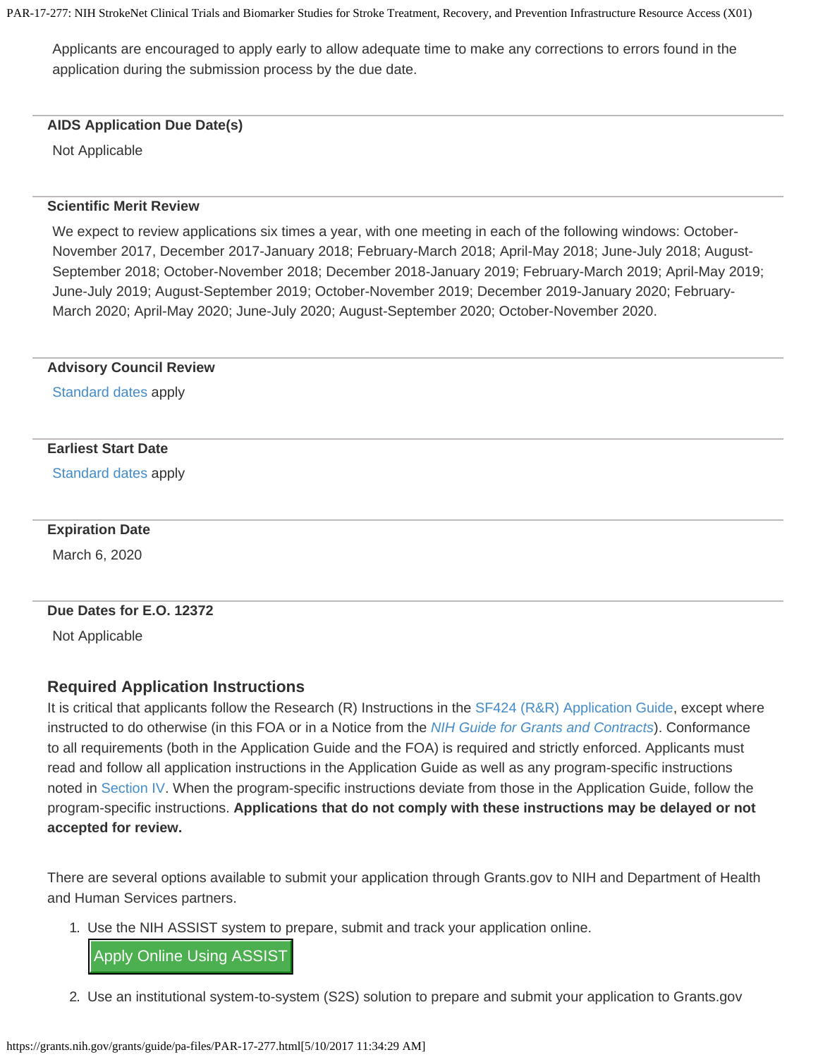Applicants are encouraged to apply early to allow adequate time to make any corrections to errors found in the application during the submission process by the due date.

#### AIDS Application Due Date(s)

Not Applicable

#### Scientific Merit Review

We expect to review applications six times a year, with one meeting in each of the following windows: October-November 2017, December 2017-January 2018; February-March 2018; April-May 2018; June-July 2018; August-September 2018; October-November 2018; December 2018-January 2019; February-March 2019; April-May 2019; June-July 2019; August-September 2019; October-November 2019; December 2019-January 2020; February-March 2020; April-May 2020; June-July 2020; August-September 2020; October-November 2020.

#### Advisory Council Review

Standard dates apply

#### Earliest Start Date

Standard dates apply

#### Expiration Date

March 6, 2020

#### Due Dates for E.O. 12372

Not Applicable

### Required Application Instructions

It is critical that applicants follow the Research (R) Instructions in the SF424 (R&R) Application Guide, except where instructed to do otherwise (in this FOA or in a Notice from the *NIH Guide for Grants and Contracts*). Conformance to all requirements (both in the Application Guide and the FOA) is required and strictly enforced. Applicants must read and follow all application instructions in the Application Guide as well as any program-specific instructions noted in Section IV. When the program-specific instructions deviate from those in the Application Guide, follow the program-specific instructions. **Applications that do not comply with these instructions may be delayed or not accepted for review.**

There are several options available to submit your application through Grants.gov to NIH and Department of Health and Human Services partners.

1. Use the NIH ASSIST system to prepare, submit and track your application online.
   Apply Online Using ASSIST
2. Use an institutional system-to-system (S2S) solution to prepare and submit your application to Grants.gov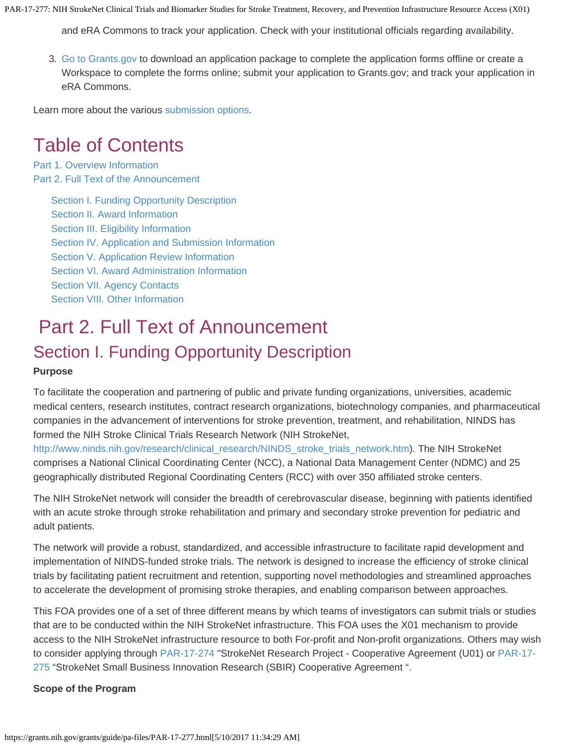and eRA Commons to track your application. Check with your institutional officials regarding availability.

3. Go to Grants.gov to download an application package to complete the application forms offline or create a Workspace to complete the forms online; submit your application to Grants.gov; and track your application in eRA Commons.

Learn more about the various submission options.

# Table of Contents

Part 1. Overview Information
Part 2. Full Text of the Announcement

- Section I. Funding Opportunity Description
- Section II. Award Information
- Section III. Eligibility Information
- Section IV. Application and Submission Information
- Section V. Application Review Information
- Section VI. Award Administration Information
- Section VII. Agency Contacts
- Section VIII. Other Information

# Part 2. Full Text of Announcement

## Section I. Funding Opportunity Description

**Purpose**

To facilitate the cooperation and partnering of public and private funding organizations, universities, academic medical centers, research institutes, contract research organizations, biotechnology companies, and pharmaceutical companies in the advancement of interventions for stroke prevention, treatment, and rehabilitation, NINDS has formed the NIH Stroke Clinical Trials Research Network (NIH StrokeNet, http://www.ninds.nih.gov/research/clinical_research/NINDS_stroke_trials_network.htm). The NIH StrokeNet comprises a National Clinical Coordinating Center (NCC), a National Data Management Center (NDMC) and 25 geographically distributed Regional Coordinating Centers (RCC) with over 350 affiliated stroke centers.

The NIH StrokeNet network will consider the breadth of cerebrovascular disease, beginning with patients identified with an acute stroke through stroke rehabilitation and primary and secondary stroke prevention for pediatric and adult patients.

The network will provide a robust, standardized, and accessible infrastructure to facilitate rapid development and implementation of NINDS-funded stroke trials. The network is designed to increase the efficiency of stroke clinical trials by facilitating patient recruitment and retention, supporting novel methodologies and streamlined approaches to accelerate the development of promising stroke therapies, and enabling comparison between approaches.

This FOA provides one of a set of three different means by which teams of investigators can submit trials or studies that are to be conducted within the NIH StrokeNet infrastructure. This FOA uses the X01 mechanism to provide access to the NIH StrokeNet infrastructure resource to both For-profit and Non-profit organizations. Others may wish to consider applying through PAR-17-274 "StrokeNet Research Project - Cooperative Agreement (U01) or PAR-17-275 "StrokeNet Small Business Innovation Research (SBIR) Cooperative Agreement ".

**Scope of the Program**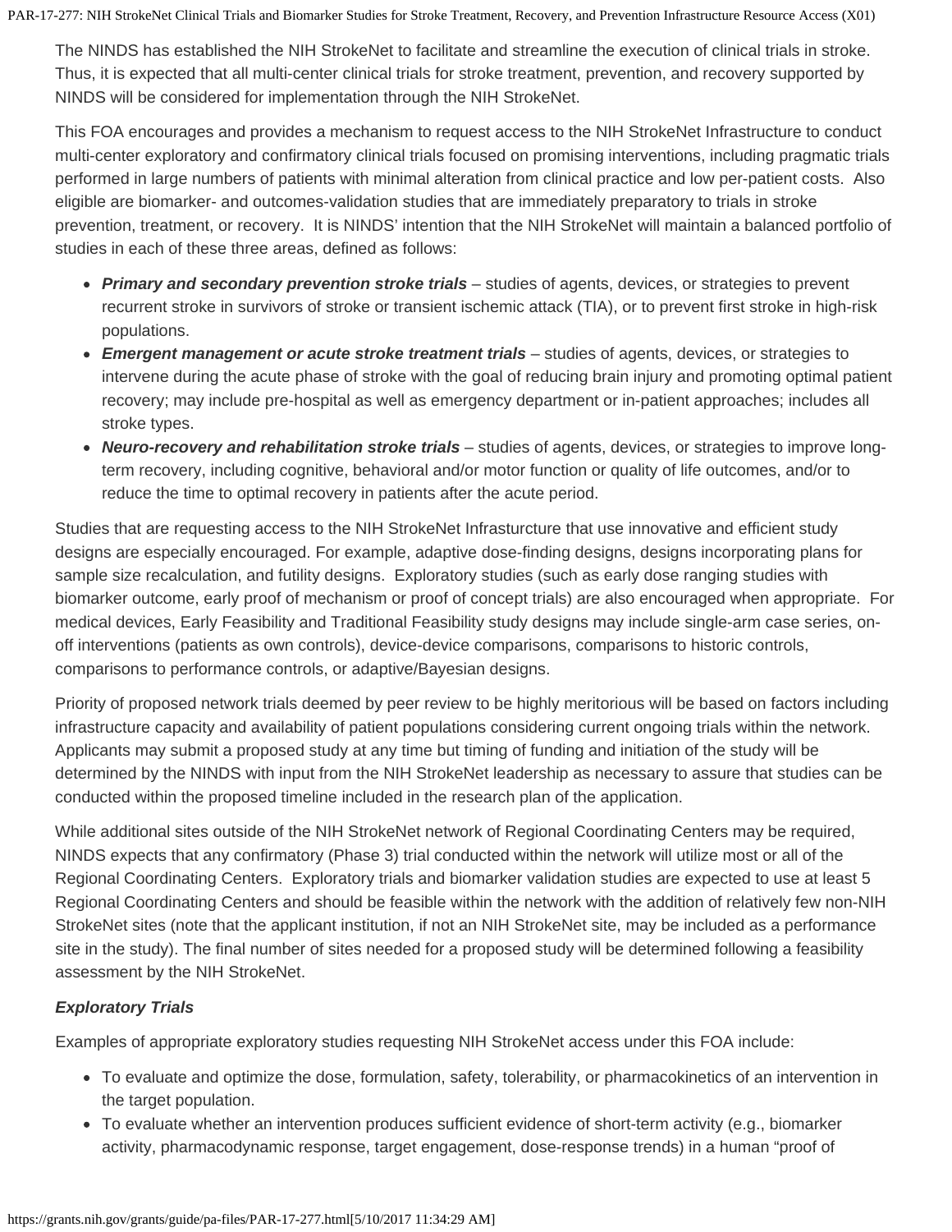The NINDS has established the NIH StrokeNet to facilitate and streamline the execution of clinical trials in stroke. Thus, it is expected that all multi-center clinical trials for stroke treatment, prevention, and recovery supported by NINDS will be considered for implementation through the NIH StrokeNet.

This FOA encourages and provides a mechanism to request access to the NIH StrokeNet Infrastructure to conduct multi-center exploratory and confirmatory clinical trials focused on promising interventions, including pragmatic trials performed in large numbers of patients with minimal alteration from clinical practice and low per-patient costs. Also eligible are biomarker- and outcomes-validation studies that are immediately preparatory to trials in stroke prevention, treatment, or recovery. It is NINDS' intention that the NIH StrokeNet will maintain a balanced portfolio of studies in each of these three areas, defined as follows:

- ***Primary and secondary prevention stroke trials*** – studies of agents, devices, or strategies to prevent recurrent stroke in survivors of stroke or transient ischemic attack (TIA), or to prevent first stroke in high-risk populations.
- ***Emergent management or acute stroke treatment trials*** – studies of agents, devices, or strategies to intervene during the acute phase of stroke with the goal of reducing brain injury and promoting optimal patient recovery; may include pre-hospital as well as emergency department or in-patient approaches; includes all stroke types.
- ***Neuro-recovery and rehabilitation stroke trials*** – studies of agents, devices, or strategies to improve long-term recovery, including cognitive, behavioral and/or motor function or quality of life outcomes, and/or to reduce the time to optimal recovery in patients after the acute period.

Studies that are requesting access to the NIH StrokeNet Infrasturcture that use innovative and efficient study designs are especially encouraged. For example, adaptive dose-finding designs, designs incorporating plans for sample size recalculation, and futility designs. Exploratory studies (such as early dose ranging studies with biomarker outcome, early proof of mechanism or proof of concept trials) are also encouraged when appropriate. For medical devices, Early Feasibility and Traditional Feasibility study designs may include single-arm case series, on-off interventions (patients as own controls), device-device comparisons, comparisons to historic controls, comparisons to performance controls, or adaptive/Bayesian designs.

Priority of proposed network trials deemed by peer review to be highly meritorious will be based on factors including infrastructure capacity and availability of patient populations considering current ongoing trials within the network. Applicants may submit a proposed study at any time but timing of funding and initiation of the study will be determined by the NINDS with input from the NIH StrokeNet leadership as necessary to assure that studies can be conducted within the proposed timeline included in the research plan of the application.

While additional sites outside of the NIH StrokeNet network of Regional Coordinating Centers may be required, NINDS expects that any confirmatory (Phase 3) trial conducted within the network will utilize most or all of the Regional Coordinating Centers. Exploratory trials and biomarker validation studies are expected to use at least 5 Regional Coordinating Centers and should be feasible within the network with the addition of relatively few non-NIH StrokeNet sites (note that the applicant institution, if not an NIH StrokeNet site, may be included as a performance site in the study). The final number of sites needed for a proposed study will be determined following a feasibility assessment by the NIH StrokeNet.

***Exploratory Trials***

Examples of appropriate exploratory studies requesting NIH StrokeNet access under this FOA include:

- To evaluate and optimize the dose, formulation, safety, tolerability, or pharmacokinetics of an intervention in the target population.
- To evaluate whether an intervention produces sufficient evidence of short-term activity (e.g., biomarker activity, pharmacodynamic response, target engagement, dose-response trends) in a human "proof of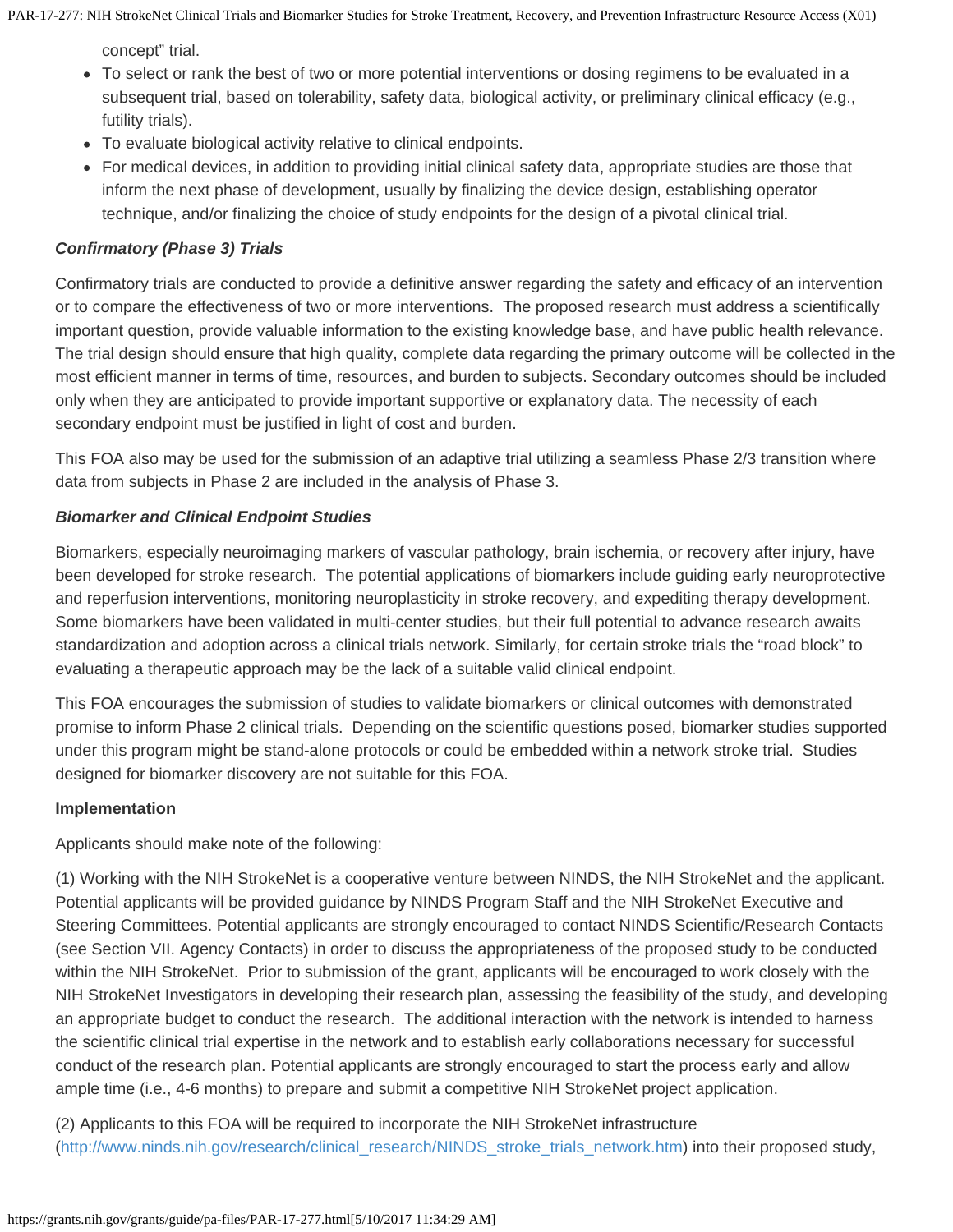concept" trial.

- To select or rank the best of two or more potential interventions or dosing regimens to be evaluated in a subsequent trial, based on tolerability, safety data, biological activity, or preliminary clinical efficacy (e.g., futility trials).
- To evaluate biological activity relative to clinical endpoints.
- For medical devices, in addition to providing initial clinical safety data, appropriate studies are those that inform the next phase of development, usually by finalizing the device design, establishing operator technique, and/or finalizing the choice of study endpoints for the design of a pivotal clinical trial.

***Confirmatory (Phase 3) Trials***

Confirmatory trials are conducted to provide a definitive answer regarding the safety and efficacy of an intervention or to compare the effectiveness of two or more interventions. The proposed research must address a scientifically important question, provide valuable information to the existing knowledge base, and have public health relevance. The trial design should ensure that high quality, complete data regarding the primary outcome will be collected in the most efficient manner in terms of time, resources, and burden to subjects. Secondary outcomes should be included only when they are anticipated to provide important supportive or explanatory data. The necessity of each secondary endpoint must be justified in light of cost and burden.

This FOA also may be used for the submission of an adaptive trial utilizing a seamless Phase 2/3 transition where data from subjects in Phase 2 are included in the analysis of Phase 3.

***Biomarker and Clinical Endpoint Studies***

Biomarkers, especially neuroimaging markers of vascular pathology, brain ischemia, or recovery after injury, have been developed for stroke research. The potential applications of biomarkers include guiding early neuroprotective and reperfusion interventions, monitoring neuroplasticity in stroke recovery, and expediting therapy development. Some biomarkers have been validated in multi-center studies, but their full potential to advance research awaits standardization and adoption across a clinical trials network. Similarly, for certain stroke trials the "road block" to evaluating a therapeutic approach may be the lack of a suitable valid clinical endpoint.

This FOA encourages the submission of studies to validate biomarkers or clinical outcomes with demonstrated promise to inform Phase 2 clinical trials. Depending on the scientific questions posed, biomarker studies supported under this program might be stand-alone protocols or could be embedded within a network stroke trial. Studies designed for biomarker discovery are not suitable for this FOA.

**Implementation**

Applicants should make note of the following:

(1) Working with the NIH StrokeNet is a cooperative venture between NINDS, the NIH StrokeNet and the applicant. Potential applicants will be provided guidance by NINDS Program Staff and the NIH StrokeNet Executive and Steering Committees. Potential applicants are strongly encouraged to contact NINDS Scientific/Research Contacts (see Section VII. Agency Contacts) in order to discuss the appropriateness of the proposed study to be conducted within the NIH StrokeNet. Prior to submission of the grant, applicants will be encouraged to work closely with the NIH StrokeNet Investigators in developing their research plan, assessing the feasibility of the study, and developing an appropriate budget to conduct the research. The additional interaction with the network is intended to harness the scientific clinical trial expertise in the network and to establish early collaborations necessary for successful conduct of the research plan. Potential applicants are strongly encouraged to start the process early and allow ample time (i.e., 4-6 months) to prepare and submit a competitive NIH StrokeNet project application.

(2) Applicants to this FOA will be required to incorporate the NIH StrokeNet infrastructure (http://www.ninds.nih.gov/research/clinical_research/NINDS_stroke_trials_network.htm) into their proposed study,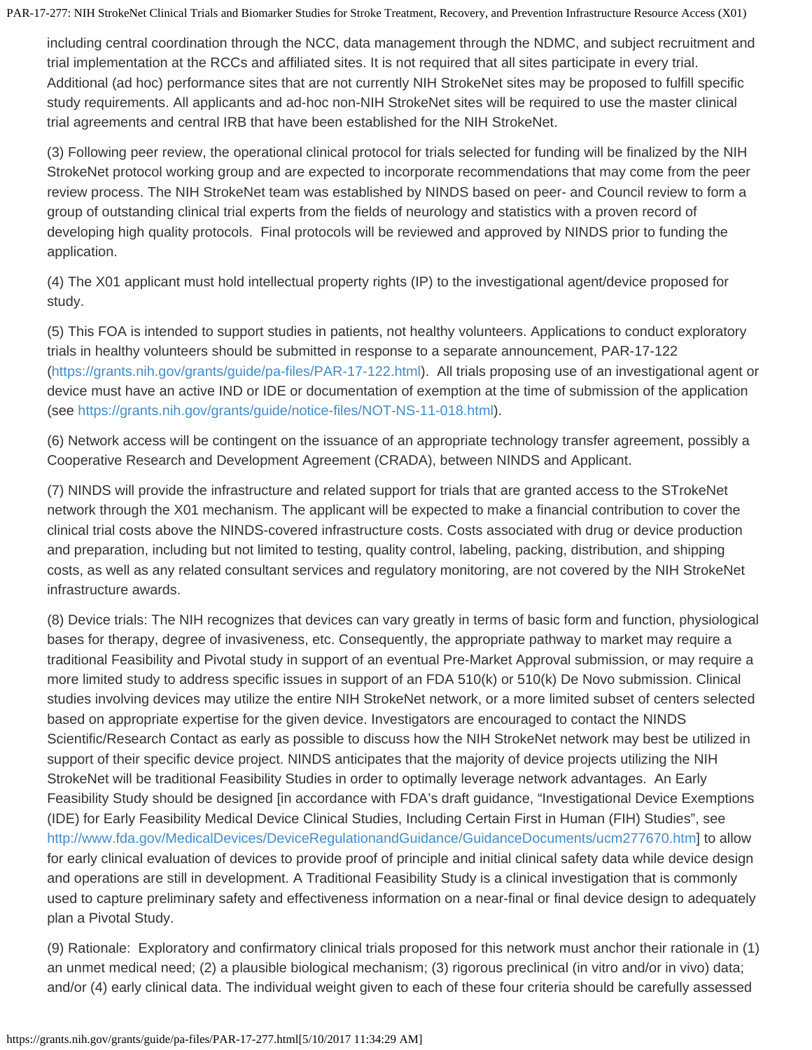including central coordination through the NCC, data management through the NDMC, and subject recruitment and trial implementation at the RCCs and affiliated sites. It is not required that all sites participate in every trial. Additional (ad hoc) performance sites that are not currently NIH StrokeNet sites may be proposed to fulfill specific study requirements. All applicants and ad-hoc non-NIH StrokeNet sites will be required to use the master clinical trial agreements and central IRB that have been established for the NIH StrokeNet.

(3) Following peer review, the operational clinical protocol for trials selected for funding will be finalized by the NIH StrokeNet protocol working group and are expected to incorporate recommendations that may come from the peer review process. The NIH StrokeNet team was established by NINDS based on peer- and Council review to form a group of outstanding clinical trial experts from the fields of neurology and statistics with a proven record of developing high quality protocols. Final protocols will be reviewed and approved by NINDS prior to funding the application.

(4) The X01 applicant must hold intellectual property rights (IP) to the investigational agent/device proposed for study.

(5) This FOA is intended to support studies in patients, not healthy volunteers. Applications to conduct exploratory trials in healthy volunteers should be submitted in response to a separate announcement, PAR-17-122 (https://grants.nih.gov/grants/guide/pa-files/PAR-17-122.html). All trials proposing use of an investigational agent or device must have an active IND or IDE or documentation of exemption at the time of submission of the application (see https://grants.nih.gov/grants/guide/notice-files/NOT-NS-11-018.html).

(6) Network access will be contingent on the issuance of an appropriate technology transfer agreement, possibly a Cooperative Research and Development Agreement (CRADA), between NINDS and Applicant.

(7) NINDS will provide the infrastructure and related support for trials that are granted access to the STrokeNet network through the X01 mechanism. The applicant will be expected to make a financial contribution to cover the clinical trial costs above the NINDS-covered infrastructure costs. Costs associated with drug or device production and preparation, including but not limited to testing, quality control, labeling, packing, distribution, and shipping costs, as well as any related consultant services and regulatory monitoring, are not covered by the NIH StrokeNet infrastructure awards.

(8) Device trials: The NIH recognizes that devices can vary greatly in terms of basic form and function, physiological bases for therapy, degree of invasiveness, etc. Consequently, the appropriate pathway to market may require a traditional Feasibility and Pivotal study in support of an eventual Pre-Market Approval submission, or may require a more limited study to address specific issues in support of an FDA 510(k) or 510(k) De Novo submission. Clinical studies involving devices may utilize the entire NIH StrokeNet network, or a more limited subset of centers selected based on appropriate expertise for the given device. Investigators are encouraged to contact the NINDS Scientific/Research Contact as early as possible to discuss how the NIH StrokeNet network may best be utilized in support of their specific device project. NINDS anticipates that the majority of device projects utilizing the NIH StrokeNet will be traditional Feasibility Studies in order to optimally leverage network advantages. An Early Feasibility Study should be designed [in accordance with FDA's draft guidance, "Investigational Device Exemptions (IDE) for Early Feasibility Medical Device Clinical Studies, Including Certain First in Human (FIH) Studies", see http://www.fda.gov/MedicalDevices/DeviceRegulationandGuidance/GuidanceDocuments/ucm277670.htm] to allow for early clinical evaluation of devices to provide proof of principle and initial clinical safety data while device design and operations are still in development. A Traditional Feasibility Study is a clinical investigation that is commonly used to capture preliminary safety and effectiveness information on a near-final or final device design to adequately plan a Pivotal Study.

(9) Rationale: Exploratory and confirmatory clinical trials proposed for this network must anchor their rationale in (1) an unmet medical need; (2) a plausible biological mechanism; (3) rigorous preclinical (in vitro and/or in vivo) data; and/or (4) early clinical data. The individual weight given to each of these four criteria should be carefully assessed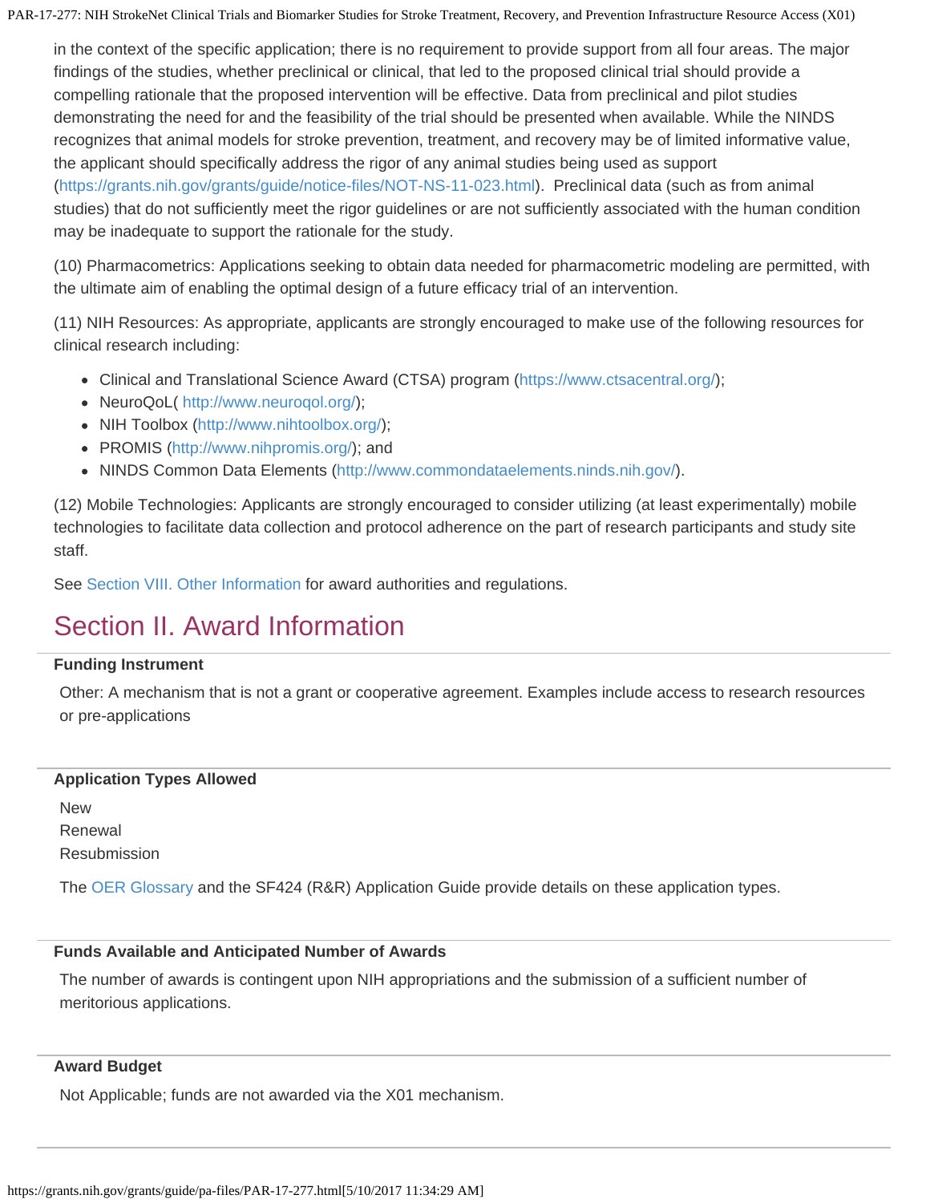in the context of the specific application; there is no requirement to provide support from all four areas. The major findings of the studies, whether preclinical or clinical, that led to the proposed clinical trial should provide a compelling rationale that the proposed intervention will be effective. Data from preclinical and pilot studies demonstrating the need for and the feasibility of the trial should be presented when available. While the NINDS recognizes that animal models for stroke prevention, treatment, and recovery may be of limited informative value, the applicant should specifically address the rigor of any animal studies being used as support (https://grants.nih.gov/grants/guide/notice-files/NOT-NS-11-023.html). Preclinical data (such as from animal studies) that do not sufficiently meet the rigor guidelines or are not sufficiently associated with the human condition may be inadequate to support the rationale for the study.

(10) Pharmacometrics: Applications seeking to obtain data needed for pharmacometric modeling are permitted, with the ultimate aim of enabling the optimal design of a future efficacy trial of an intervention.

(11) NIH Resources: As appropriate, applicants are strongly encouraged to make use of the following resources for clinical research including:

- Clinical and Translational Science Award (CTSA) program (https://www.ctsacentral.org/);
- NeuroQoL( http://www.neuroqol.org/);
- NIH Toolbox (http://www.nihtoolbox.org/);
- PROMIS (http://www.nihpromis.org/); and
- NINDS Common Data Elements (http://www.commondataelements.ninds.nih.gov/).

(12) Mobile Technologies: Applicants are strongly encouraged to consider utilizing (at least experimentally) mobile technologies to facilitate data collection and protocol adherence on the part of research participants and study site staff.

See Section VIII. Other Information for award authorities and regulations.

# Section II. Award Information

**Funding Instrument**

Other: A mechanism that is not a grant or cooperative agreement. Examples include access to research resources or pre-applications

**Application Types Allowed**

New
Renewal
Resubmission

The OER Glossary and the SF424 (R&R) Application Guide provide details on these application types.

**Funds Available and Anticipated Number of Awards**

The number of awards is contingent upon NIH appropriations and the submission of a sufficient number of meritorious applications.

**Award Budget**

Not Applicable; funds are not awarded via the X01 mechanism.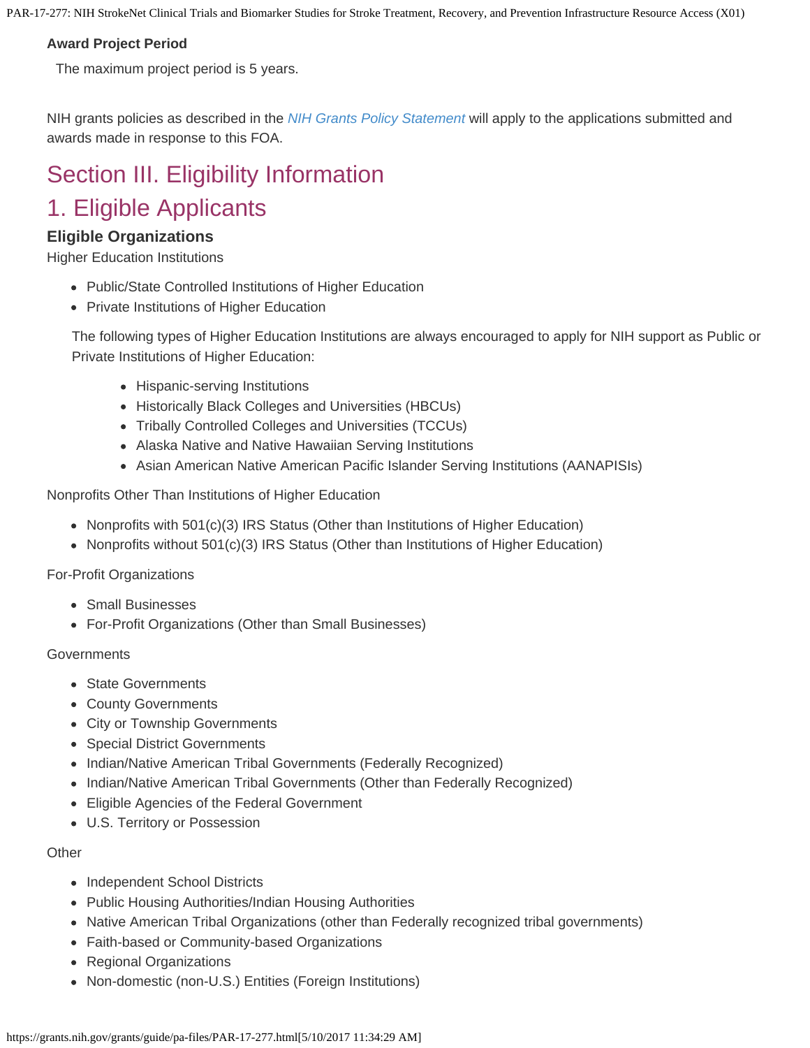**Award Project Period**

The maximum project period is 5 years.

NIH grants policies as described in the *NIH Grants Policy Statement* will apply to the applications submitted and awards made in response to this FOA.

# Section III. Eligibility Information

# 1. Eligible Applicants

### Eligible Organizations

Higher Education Institutions

- Public/State Controlled Institutions of Higher Education
- Private Institutions of Higher Education

The following types of Higher Education Institutions are always encouraged to apply for NIH support as Public or Private Institutions of Higher Education:

- Hispanic-serving Institutions
- Historically Black Colleges and Universities (HBCUs)
- Tribally Controlled Colleges and Universities (TCCUs)
- Alaska Native and Native Hawaiian Serving Institutions
- Asian American Native American Pacific Islander Serving Institutions (AANAPISIs)

Nonprofits Other Than Institutions of Higher Education

- Nonprofits with 501(c)(3) IRS Status (Other than Institutions of Higher Education)
- Nonprofits without 501(c)(3) IRS Status (Other than Institutions of Higher Education)

For-Profit Organizations

- Small Businesses
- For-Profit Organizations (Other than Small Businesses)

Governments

- State Governments
- County Governments
- City or Township Governments
- Special District Governments
- Indian/Native American Tribal Governments (Federally Recognized)
- Indian/Native American Tribal Governments (Other than Federally Recognized)
- Eligible Agencies of the Federal Government
- U.S. Territory or Possession

Other

- Independent School Districts
- Public Housing Authorities/Indian Housing Authorities
- Native American Tribal Organizations (other than Federally recognized tribal governments)
- Faith-based or Community-based Organizations
- Regional Organizations
- Non-domestic (non-U.S.) Entities (Foreign Institutions)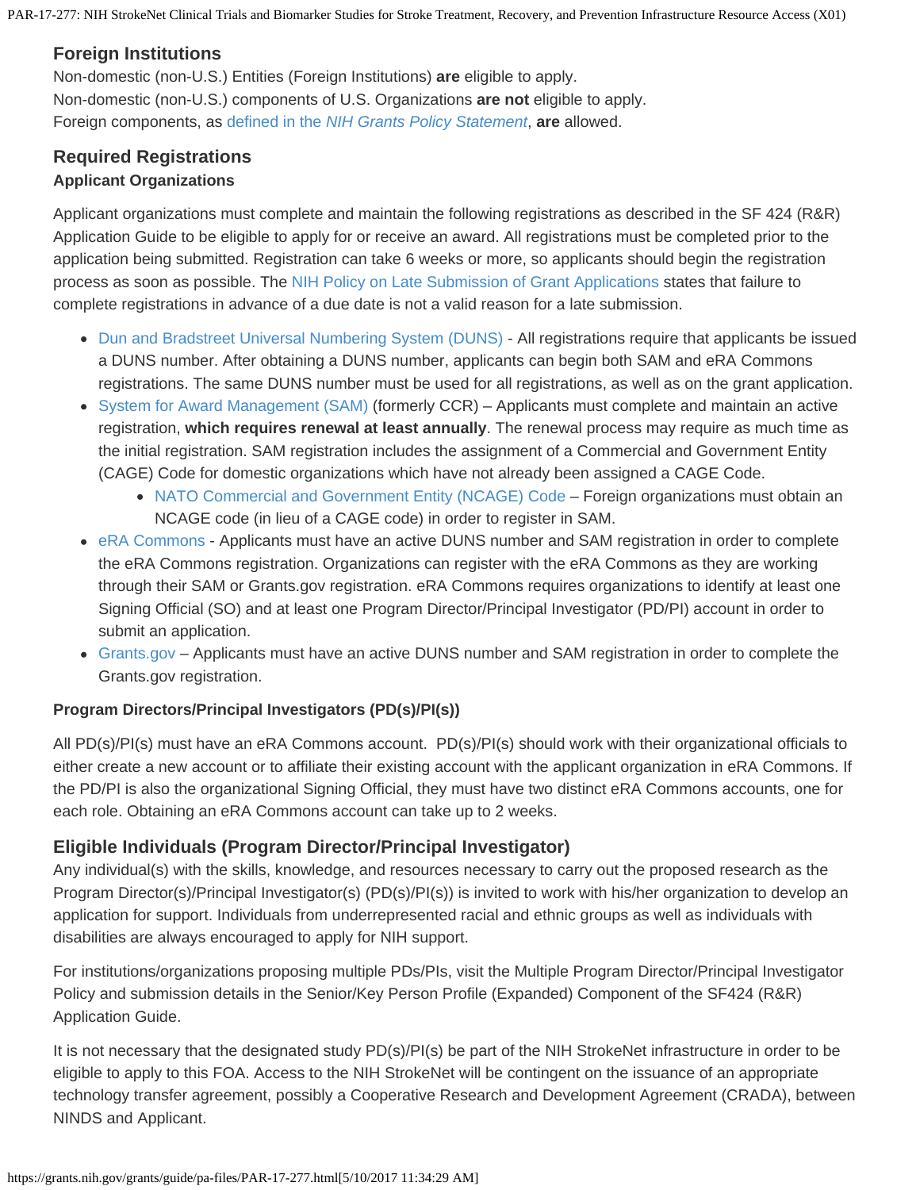### Foreign Institutions

Non-domestic (non-U.S.) Entities (Foreign Institutions) **are** eligible to apply.
Non-domestic (non-U.S.) components of U.S. Organizations **are not** eligible to apply.
Foreign components, as defined in the *NIH Grants Policy Statement*, **are** allowed.

### Required Registrations

#### Applicant Organizations

Applicant organizations must complete and maintain the following registrations as described in the SF 424 (R&R) Application Guide to be eligible to apply for or receive an award. All registrations must be completed prior to the application being submitted. Registration can take 6 weeks or more, so applicants should begin the registration process as soon as possible. The NIH Policy on Late Submission of Grant Applications states that failure to complete registrations in advance of a due date is not a valid reason for a late submission.

- Dun and Bradstreet Universal Numbering System (DUNS) - All registrations require that applicants be issued a DUNS number. After obtaining a DUNS number, applicants can begin both SAM and eRA Commons registrations. The same DUNS number must be used for all registrations, as well as on the grant application.
- System for Award Management (SAM) (formerly CCR) – Applicants must complete and maintain an active registration, **which requires renewal at least annually**. The renewal process may require as much time as the initial registration. SAM registration includes the assignment of a Commercial and Government Entity (CAGE) Code for domestic organizations which have not already been assigned a CAGE Code.
    - NATO Commercial and Government Entity (NCAGE) Code – Foreign organizations must obtain an NCAGE code (in lieu of a CAGE code) in order to register in SAM.
- eRA Commons - Applicants must have an active DUNS number and SAM registration in order to complete the eRA Commons registration. Organizations can register with the eRA Commons as they are working through their SAM or Grants.gov registration. eRA Commons requires organizations to identify at least one Signing Official (SO) and at least one Program Director/Principal Investigator (PD/PI) account in order to submit an application.
- Grants.gov – Applicants must have an active DUNS number and SAM registration in order to complete the Grants.gov registration.

#### Program Directors/Principal Investigators (PD(s)/PI(s))

All PD(s)/PI(s) must have an eRA Commons account. PD(s)/PI(s) should work with their organizational officials to either create a new account or to affiliate their existing account with the applicant organization in eRA Commons. If the PD/PI is also the organizational Signing Official, they must have two distinct eRA Commons accounts, one for each role. Obtaining an eRA Commons account can take up to 2 weeks.

### Eligible Individuals (Program Director/Principal Investigator)

Any individual(s) with the skills, knowledge, and resources necessary to carry out the proposed research as the Program Director(s)/Principal Investigator(s) (PD(s)/PI(s)) is invited to work with his/her organization to develop an application for support. Individuals from underrepresented racial and ethnic groups as well as individuals with disabilities are always encouraged to apply for NIH support.

For institutions/organizations proposing multiple PDs/PIs, visit the Multiple Program Director/Principal Investigator Policy and submission details in the Senior/Key Person Profile (Expanded) Component of the SF424 (R&R) Application Guide.

It is not necessary that the designated study PD(s)/PI(s) be part of the NIH StrokeNet infrastructure in order to be eligible to apply to this FOA. Access to the NIH StrokeNet will be contingent on the issuance of an appropriate technology transfer agreement, possibly a Cooperative Research and Development Agreement (CRADA), between NINDS and Applicant.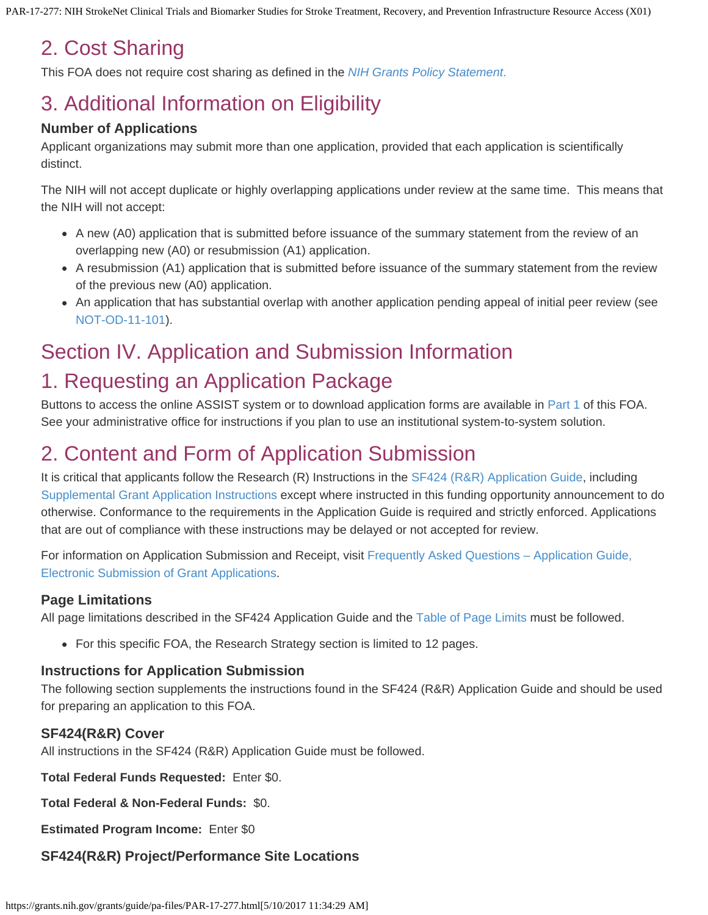## 2. Cost Sharing

This FOA does not require cost sharing as defined in the *NIH Grants Policy Statement.*

## 3. Additional Information on Eligibility

### Number of Applications

Applicant organizations may submit more than one application, provided that each application is scientifically distinct.

The NIH will not accept duplicate or highly overlapping applications under review at the same time. This means that the NIH will not accept:

- A new (A0) application that is submitted before issuance of the summary statement from the review of an overlapping new (A0) or resubmission (A1) application.
- A resubmission (A1) application that is submitted before issuance of the summary statement from the review of the previous new (A0) application.
- An application that has substantial overlap with another application pending appeal of initial peer review (see NOT-OD-11-101).

# Section IV. Application and Submission Information

## 1. Requesting an Application Package

Buttons to access the online ASSIST system or to download application forms are available in Part 1 of this FOA. See your administrative office for instructions if you plan to use an institutional system-to-system solution.

## 2. Content and Form of Application Submission

It is critical that applicants follow the Research (R) Instructions in the SF424 (R&R) Application Guide, including Supplemental Grant Application Instructions except where instructed in this funding opportunity announcement to do otherwise. Conformance to the requirements in the Application Guide is required and strictly enforced. Applications that are out of compliance with these instructions may be delayed or not accepted for review.

For information on Application Submission and Receipt, visit Frequently Asked Questions – Application Guide, Electronic Submission of Grant Applications.

### Page Limitations

All page limitations described in the SF424 Application Guide and the Table of Page Limits must be followed.

- For this specific FOA, the Research Strategy section is limited to 12 pages.

### Instructions for Application Submission

The following section supplements the instructions found in the SF424 (R&R) Application Guide and should be used for preparing an application to this FOA.

### SF424(R&R) Cover

All instructions in the SF424 (R&R) Application Guide must be followed.

**Total Federal Funds Requested:** Enter $0.

**Total Federal & Non-Federal Funds:** $0.

**Estimated Program Income:** Enter $0

### SF424(R&R) Project/Performance Site Locations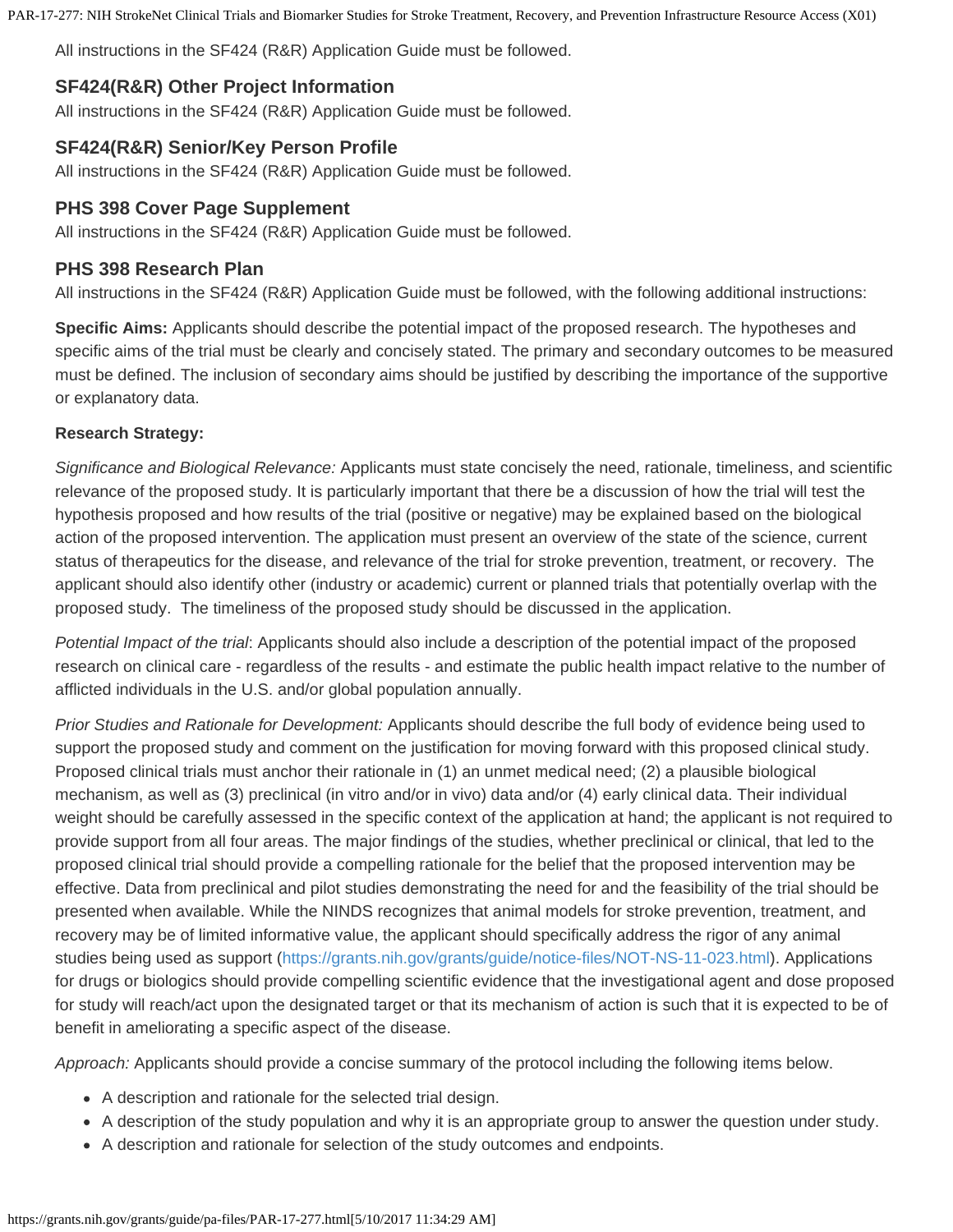All instructions in the SF424 (R&R) Application Guide must be followed.

### SF424(R&R) Other Project Information

All instructions in the SF424 (R&R) Application Guide must be followed.

### SF424(R&R) Senior/Key Person Profile

All instructions in the SF424 (R&R) Application Guide must be followed.

### PHS 398 Cover Page Supplement

All instructions in the SF424 (R&R) Application Guide must be followed.

### PHS 398 Research Plan

All instructions in the SF424 (R&R) Application Guide must be followed, with the following additional instructions:

**Specific Aims:** Applicants should describe the potential impact of the proposed research. The hypotheses and specific aims of the trial must be clearly and concisely stated. The primary and secondary outcomes to be measured must be defined. The inclusion of secondary aims should be justified by describing the importance of the supportive or explanatory data.

**Research Strategy:**

*Significance and Biological Relevance:* Applicants must state concisely the need, rationale, timeliness, and scientific relevance of the proposed study. It is particularly important that there be a discussion of how the trial will test the hypothesis proposed and how results of the trial (positive or negative) may be explained based on the biological action of the proposed intervention. The application must present an overview of the state of the science, current status of therapeutics for the disease, and relevance of the trial for stroke prevention, treatment, or recovery. The applicant should also identify other (industry or academic) current or planned trials that potentially overlap with the proposed study. The timeliness of the proposed study should be discussed in the application.

*Potential Impact of the trial*: Applicants should also include a description of the potential impact of the proposed research on clinical care - regardless of the results - and estimate the public health impact relative to the number of afflicted individuals in the U.S. and/or global population annually.

*Prior Studies and Rationale for Development:* Applicants should describe the full body of evidence being used to support the proposed study and comment on the justification for moving forward with this proposed clinical study. Proposed clinical trials must anchor their rationale in (1) an unmet medical need; (2) a plausible biological mechanism, as well as (3) preclinical (in vitro and/or in vivo) data and/or (4) early clinical data. Their individual weight should be carefully assessed in the specific context of the application at hand; the applicant is not required to provide support from all four areas. The major findings of the studies, whether preclinical or clinical, that led to the proposed clinical trial should provide a compelling rationale for the belief that the proposed intervention may be effective. Data from preclinical and pilot studies demonstrating the need for and the feasibility of the trial should be presented when available. While the NINDS recognizes that animal models for stroke prevention, treatment, and recovery may be of limited informative value, the applicant should specifically address the rigor of any animal studies being used as support (https://grants.nih.gov/grants/guide/notice-files/NOT-NS-11-023.html). Applications for drugs or biologics should provide compelling scientific evidence that the investigational agent and dose proposed for study will reach/act upon the designated target or that its mechanism of action is such that it is expected to be of benefit in ameliorating a specific aspect of the disease.

*Approach:* Applicants should provide a concise summary of the protocol including the following items below.

- A description and rationale for the selected trial design.
- A description of the study population and why it is an appropriate group to answer the question under study.
- A description and rationale for selection of the study outcomes and endpoints.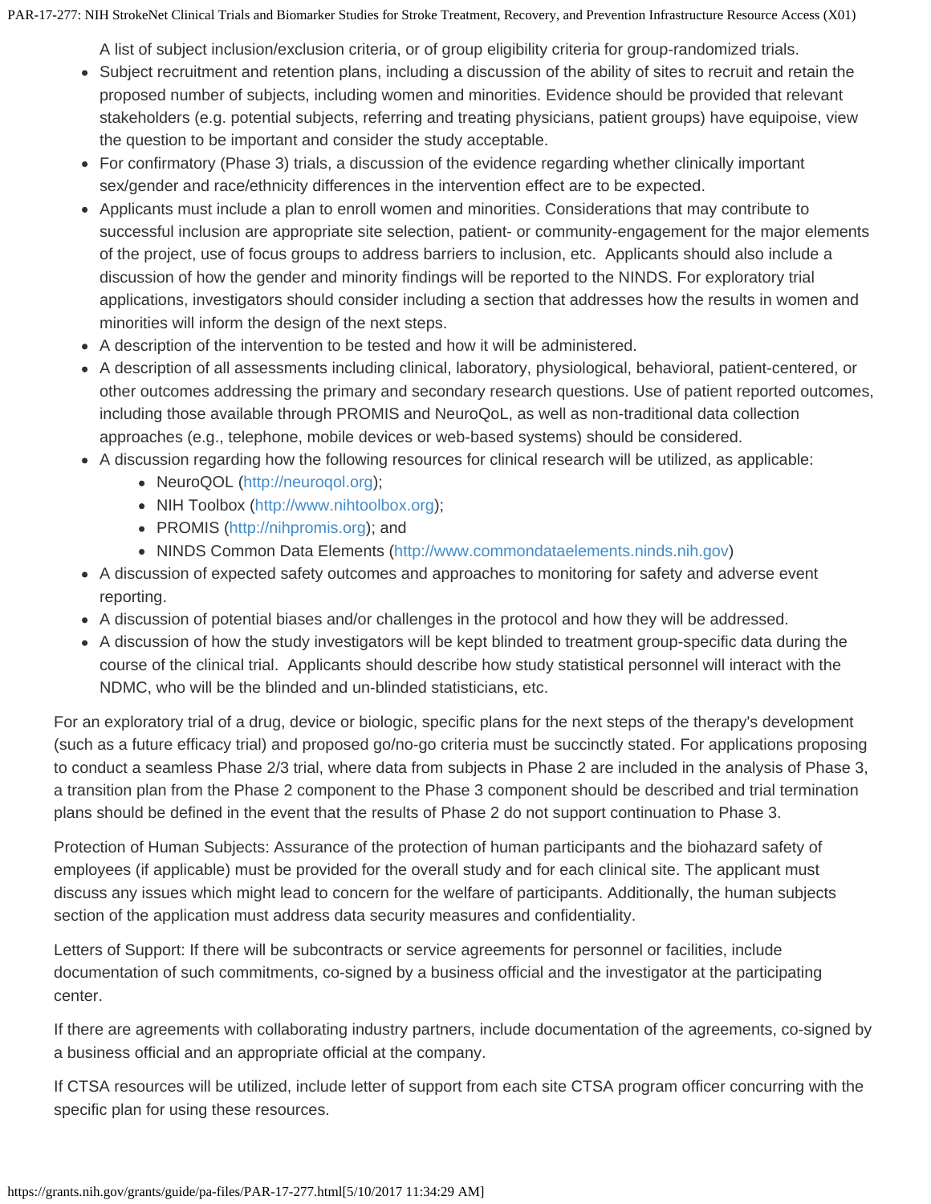A list of subject inclusion/exclusion criteria, or of group eligibility criteria for group-randomized trials.

- Subject recruitment and retention plans, including a discussion of the ability of sites to recruit and retain the proposed number of subjects, including women and minorities. Evidence should be provided that relevant stakeholders (e.g. potential subjects, referring and treating physicians, patient groups) have equipoise, view the question to be important and consider the study acceptable.
- For confirmatory (Phase 3) trials, a discussion of the evidence regarding whether clinically important sex/gender and race/ethnicity differences in the intervention effect are to be expected.
- Applicants must include a plan to enroll women and minorities. Considerations that may contribute to successful inclusion are appropriate site selection, patient- or community-engagement for the major elements of the project, use of focus groups to address barriers to inclusion, etc. Applicants should also include a discussion of how the gender and minority findings will be reported to the NINDS. For exploratory trial applications, investigators should consider including a section that addresses how the results in women and minorities will inform the design of the next steps.
- A description of the intervention to be tested and how it will be administered.
- A description of all assessments including clinical, laboratory, physiological, behavioral, patient-centered, or other outcomes addressing the primary and secondary research questions. Use of patient reported outcomes, including those available through PROMIS and NeuroQoL, as well as non-traditional data collection approaches (e.g., telephone, mobile devices or web-based systems) should be considered.
- A discussion regarding how the following resources for clinical research will be utilized, as applicable:
    - NeuroQOL (http://neuroqol.org);
    - NIH Toolbox (http://www.nihtoolbox.org);
    - PROMIS (http://nihpromis.org); and
    - NINDS Common Data Elements (http://www.commondataelements.ninds.nih.gov)
- A discussion of expected safety outcomes and approaches to monitoring for safety and adverse event reporting.
- A discussion of potential biases and/or challenges in the protocol and how they will be addressed.
- A discussion of how the study investigators will be kept blinded to treatment group-specific data during the course of the clinical trial. Applicants should describe how study statistical personnel will interact with the NDMC, who will be the blinded and un-blinded statisticians, etc.

For an exploratory trial of a drug, device or biologic, specific plans for the next steps of the therapy's development (such as a future efficacy trial) and proposed go/no-go criteria must be succinctly stated. For applications proposing to conduct a seamless Phase 2/3 trial, where data from subjects in Phase 2 are included in the analysis of Phase 3, a transition plan from the Phase 2 component to the Phase 3 component should be described and trial termination plans should be defined in the event that the results of Phase 2 do not support continuation to Phase 3.

Protection of Human Subjects: Assurance of the protection of human participants and the biohazard safety of employees (if applicable) must be provided for the overall study and for each clinical site. The applicant must discuss any issues which might lead to concern for the welfare of participants. Additionally, the human subjects section of the application must address data security measures and confidentiality.

Letters of Support: If there will be subcontracts or service agreements for personnel or facilities, include documentation of such commitments, co-signed by a business official and the investigator at the participating center.

If there are agreements with collaborating industry partners, include documentation of the agreements, co-signed by a business official and an appropriate official at the company.

If CTSA resources will be utilized, include letter of support from each site CTSA program officer concurring with the specific plan for using these resources.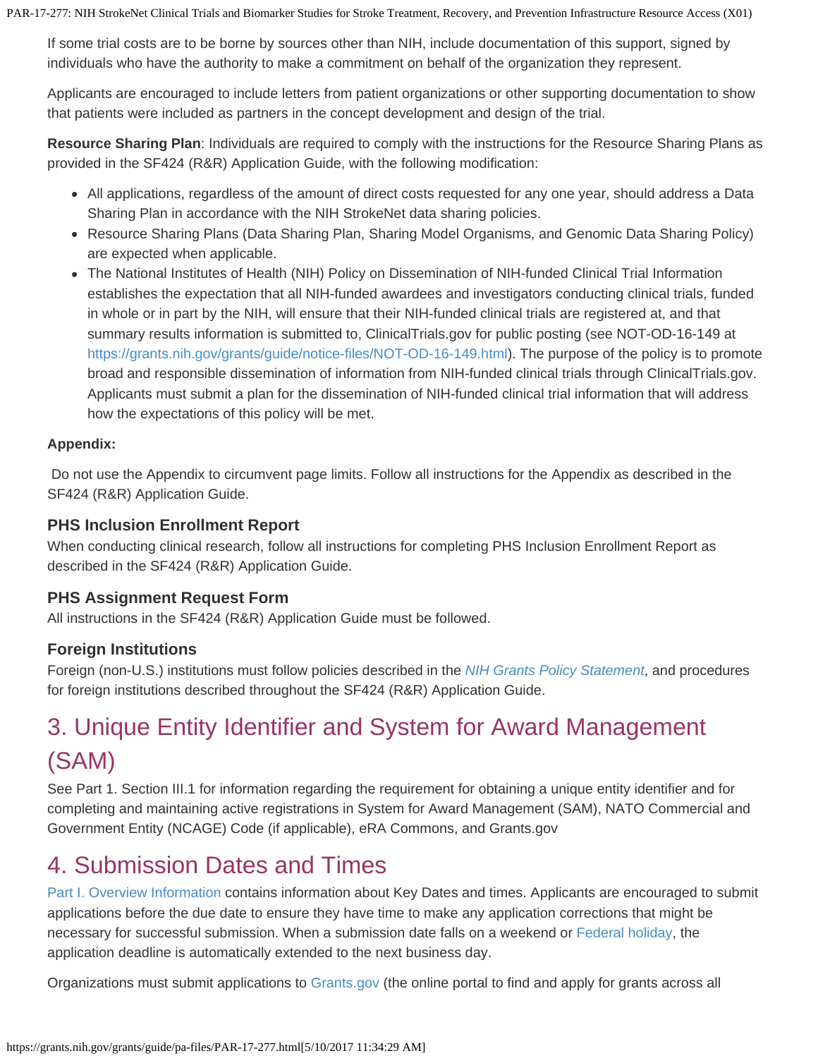If some trial costs are to be borne by sources other than NIH, include documentation of this support, signed by individuals who have the authority to make a commitment on behalf of the organization they represent.

Applicants are encouraged to include letters from patient organizations or other supporting documentation to show that patients were included as partners in the concept development and design of the trial.

**Resource Sharing Plan**: Individuals are required to comply with the instructions for the Resource Sharing Plans as provided in the SF424 (R&R) Application Guide, with the following modification:

- All applications, regardless of the amount of direct costs requested for any one year, should address a Data Sharing Plan in accordance with the NIH StrokeNet data sharing policies.
- Resource Sharing Plans (Data Sharing Plan, Sharing Model Organisms, and Genomic Data Sharing Policy) are expected when applicable.
- The National Institutes of Health (NIH) Policy on Dissemination of NIH-funded Clinical Trial Information establishes the expectation that all NIH-funded awardees and investigators conducting clinical trials, funded in whole or in part by the NIH, will ensure that their NIH-funded clinical trials are registered at, and that summary results information is submitted to, ClinicalTrials.gov for public posting (see NOT-OD-16-149 at https://grants.nih.gov/grants/guide/notice-files/NOT-OD-16-149.html). The purpose of the policy is to promote broad and responsible dissemination of information from NIH-funded clinical trials through ClinicalTrials.gov. Applicants must submit a plan for the dissemination of NIH-funded clinical trial information that will address how the expectations of this policy will be met.

**Appendix:**

Do not use the Appendix to circumvent page limits. Follow all instructions for the Appendix as described in the SF424 (R&R) Application Guide.

### PHS Inclusion Enrollment Report

When conducting clinical research, follow all instructions for completing PHS Inclusion Enrollment Report as described in the SF424 (R&R) Application Guide.

### PHS Assignment Request Form

All instructions in the SF424 (R&R) Application Guide must be followed.

### Foreign Institutions

Foreign (non-U.S.) institutions must follow policies described in the *NIH Grants Policy Statement*, and procedures for foreign institutions described throughout the SF424 (R&R) Application Guide.

## 3. Unique Entity Identifier and System for Award Management (SAM)

See Part 1. Section III.1 for information regarding the requirement for obtaining a unique entity identifier and for completing and maintaining active registrations in System for Award Management (SAM), NATO Commercial and Government Entity (NCAGE) Code (if applicable), eRA Commons, and Grants.gov

## 4. Submission Dates and Times

Part I. Overview Information contains information about Key Dates and times. Applicants are encouraged to submit applications before the due date to ensure they have time to make any application corrections that might be necessary for successful submission. When a submission date falls on a weekend or Federal holiday, the application deadline is automatically extended to the next business day.

Organizations must submit applications to Grants.gov (the online portal to find and apply for grants across all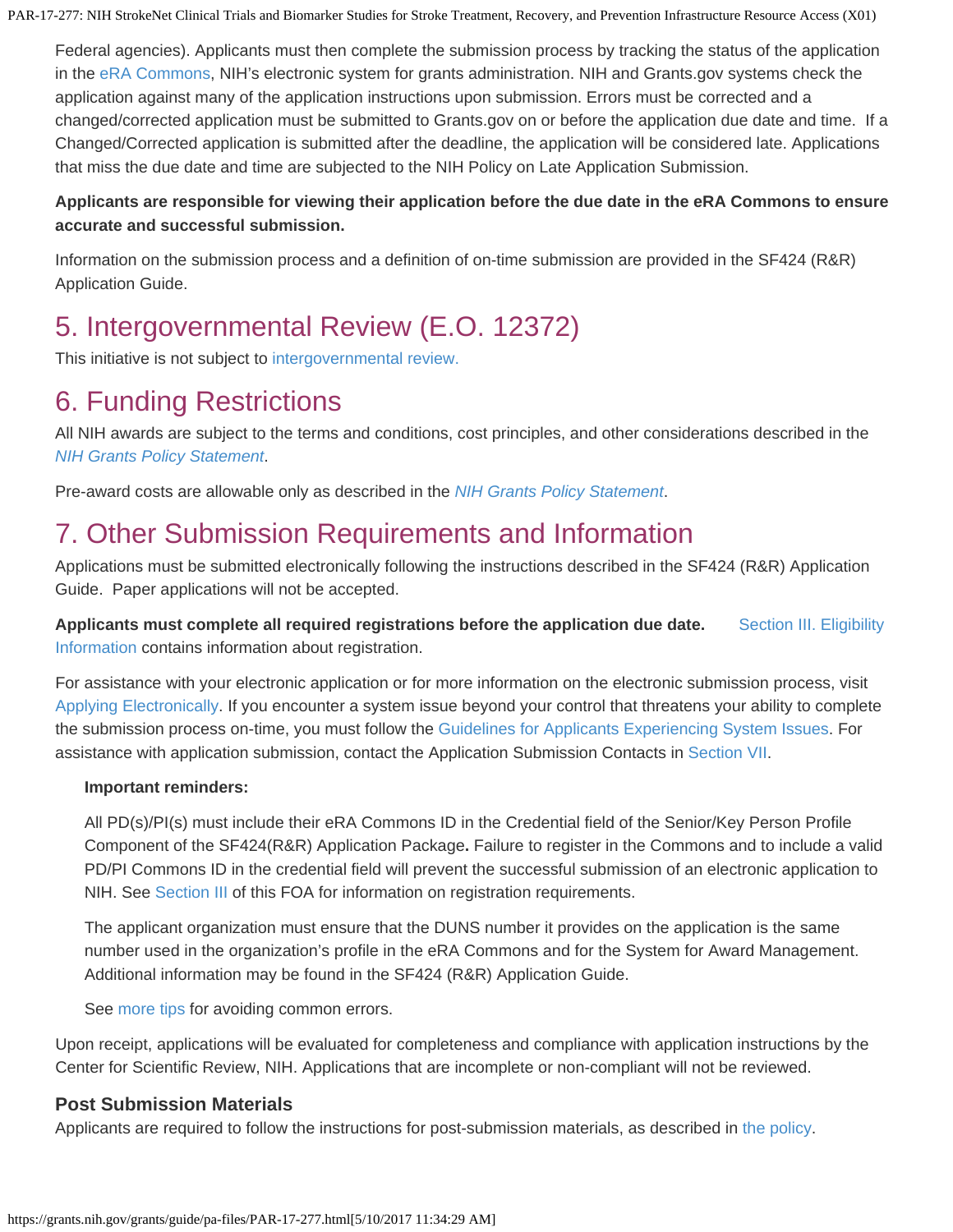Federal agencies). Applicants must then complete the submission process by tracking the status of the application in the eRA Commons, NIH's electronic system for grants administration. NIH and Grants.gov systems check the application against many of the application instructions upon submission. Errors must be corrected and a changed/corrected application must be submitted to Grants.gov on or before the application due date and time. If a Changed/Corrected application is submitted after the deadline, the application will be considered late. Applications that miss the due date and time are subjected to the NIH Policy on Late Application Submission.

**Applicants are responsible for viewing their application before the due date in the eRA Commons to ensure accurate and successful submission.**

Information on the submission process and a definition of on-time submission are provided in the SF424 (R&R) Application Guide.

## 5. Intergovernmental Review (E.O. 12372)

This initiative is not subject to intergovernmental review.

## 6. Funding Restrictions

All NIH awards are subject to the terms and conditions, cost principles, and other considerations described in the *NIH Grants Policy Statement*.

Pre-award costs are allowable only as described in the *NIH Grants Policy Statement*.

## 7. Other Submission Requirements and Information

Applications must be submitted electronically following the instructions described in the SF424 (R&R) Application Guide. Paper applications will not be accepted.

**Applicants must complete all required registrations before the application due date.** Section III. Eligibility Information contains information about registration.

For assistance with your electronic application or for more information on the electronic submission process, visit Applying Electronically. If you encounter a system issue beyond your control that threatens your ability to complete the submission process on-time, you must follow the Guidelines for Applicants Experiencing System Issues. For assistance with application submission, contact the Application Submission Contacts in Section VII.

> **Important reminders:**
>
> All PD(s)/PI(s) must include their eRA Commons ID in the Credential field of the Senior/Key Person Profile Component of the SF424(R&R) Application Package**.** Failure to register in the Commons and to include a valid PD/PI Commons ID in the credential field will prevent the successful submission of an electronic application to NIH. See Section III of this FOA for information on registration requirements.
>
> The applicant organization must ensure that the DUNS number it provides on the application is the same number used in the organization's profile in the eRA Commons and for the System for Award Management. Additional information may be found in the SF424 (R&R) Application Guide.
>
> See more tips for avoiding common errors.

Upon receipt, applications will be evaluated for completeness and compliance with application instructions by the Center for Scientific Review, NIH. Applications that are incomplete or non-compliant will not be reviewed.

### Post Submission Materials

Applicants are required to follow the instructions for post-submission materials, as described in the policy.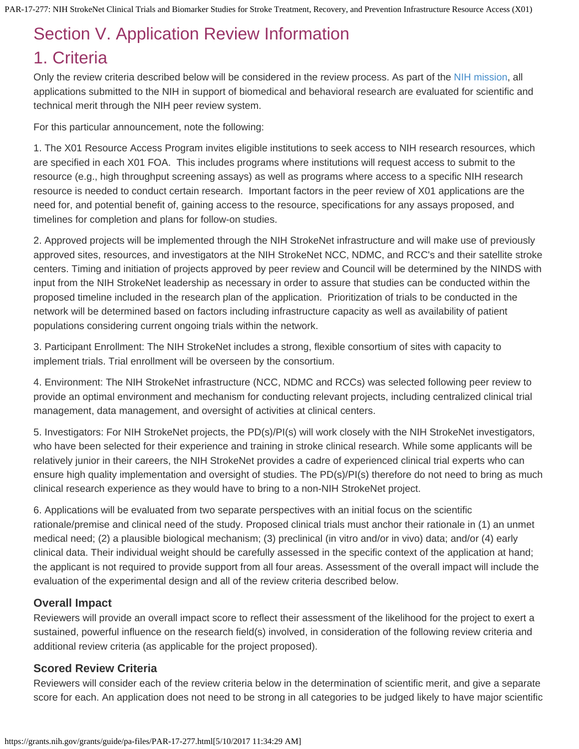# Section V. Application Review Information

## 1. Criteria

Only the review criteria described below will be considered in the review process. As part of the NIH mission, all applications submitted to the NIH in support of biomedical and behavioral research are evaluated for scientific and technical merit through the NIH peer review system.

For this particular announcement, note the following:

1. The X01 Resource Access Program invites eligible institutions to seek access to NIH research resources, which are specified in each X01 FOA. This includes programs where institutions will request access to submit to the resource (e.g., high throughput screening assays) as well as programs where access to a specific NIH research resource is needed to conduct certain research. Important factors in the peer review of X01 applications are the need for, and potential benefit of, gaining access to the resource, specifications for any assays proposed, and timelines for completion and plans for follow-on studies.

2. Approved projects will be implemented through the NIH StrokeNet infrastructure and will make use of previously approved sites, resources, and investigators at the NIH StrokeNet NCC, NDMC, and RCC's and their satellite stroke centers. Timing and initiation of projects approved by peer review and Council will be determined by the NINDS with input from the NIH StrokeNet leadership as necessary in order to assure that studies can be conducted within the proposed timeline included in the research plan of the application. Prioritization of trials to be conducted in the network will be determined based on factors including infrastructure capacity as well as availability of patient populations considering current ongoing trials within the network.

3. Participant Enrollment: The NIH StrokeNet includes a strong, flexible consortium of sites with capacity to implement trials. Trial enrollment will be overseen by the consortium.

4. Environment: The NIH StrokeNet infrastructure (NCC, NDMC and RCCs) was selected following peer review to provide an optimal environment and mechanism for conducting relevant projects, including centralized clinical trial management, data management, and oversight of activities at clinical centers.

5. Investigators: For NIH StrokeNet projects, the PD(s)/PI(s) will work closely with the NIH StrokeNet investigators, who have been selected for their experience and training in stroke clinical research. While some applicants will be relatively junior in their careers, the NIH StrokeNet provides a cadre of experienced clinical trial experts who can ensure high quality implementation and oversight of studies. The PD(s)/PI(s) therefore do not need to bring as much clinical research experience as they would have to bring to a non-NIH StrokeNet project.

6. Applications will be evaluated from two separate perspectives with an initial focus on the scientific rationale/premise and clinical need of the study. Proposed clinical trials must anchor their rationale in (1) an unmet medical need; (2) a plausible biological mechanism; (3) preclinical (in vitro and/or in vivo) data; and/or (4) early clinical data. Their individual weight should be carefully assessed in the specific context of the application at hand; the applicant is not required to provide support from all four areas. Assessment of the overall impact will include the evaluation of the experimental design and all of the review criteria described below.

### Overall Impact

Reviewers will provide an overall impact score to reflect their assessment of the likelihood for the project to exert a sustained, powerful influence on the research field(s) involved, in consideration of the following review criteria and additional review criteria (as applicable for the project proposed).

### Scored Review Criteria

Reviewers will consider each of the review criteria below in the determination of scientific merit, and give a separate score for each. An application does not need to be strong in all categories to be judged likely to have major scientific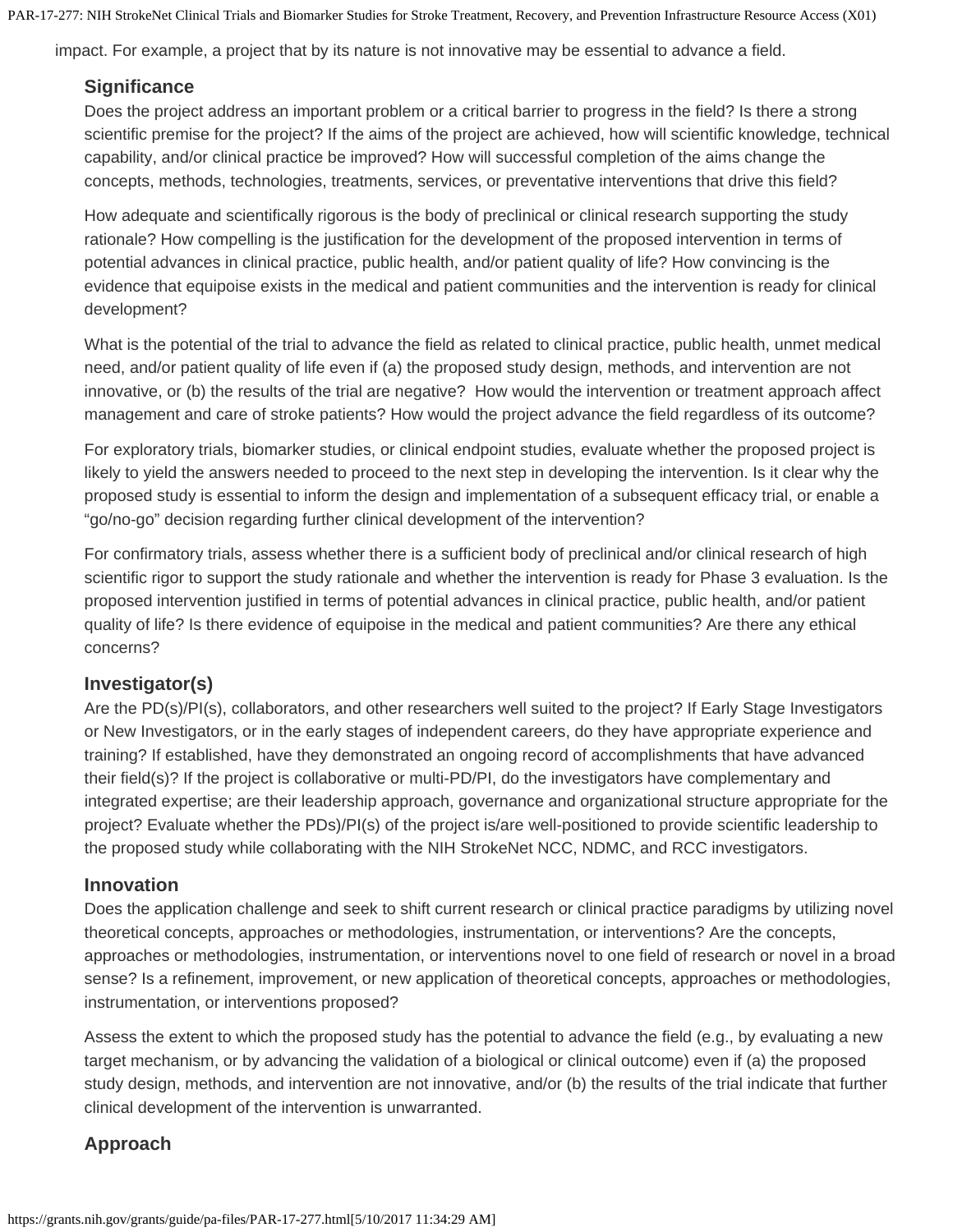impact. For example, a project that by its nature is not innovative may be essential to advance a field.

### Significance

Does the project address an important problem or a critical barrier to progress in the field? Is there a strong scientific premise for the project? If the aims of the project are achieved, how will scientific knowledge, technical capability, and/or clinical practice be improved? How will successful completion of the aims change the concepts, methods, technologies, treatments, services, or preventative interventions that drive this field?

How adequate and scientifically rigorous is the body of preclinical or clinical research supporting the study rationale? How compelling is the justification for the development of the proposed intervention in terms of potential advances in clinical practice, public health, and/or patient quality of life? How convincing is the evidence that equipoise exists in the medical and patient communities and the intervention is ready for clinical development?

What is the potential of the trial to advance the field as related to clinical practice, public health, unmet medical need, and/or patient quality of life even if (a) the proposed study design, methods, and intervention are not innovative, or (b) the results of the trial are negative? How would the intervention or treatment approach affect management and care of stroke patients? How would the project advance the field regardless of its outcome?

For exploratory trials, biomarker studies, or clinical endpoint studies, evaluate whether the proposed project is likely to yield the answers needed to proceed to the next step in developing the intervention. Is it clear why the proposed study is essential to inform the design and implementation of a subsequent efficacy trial, or enable a "go/no-go" decision regarding further clinical development of the intervention?

For confirmatory trials, assess whether there is a sufficient body of preclinical and/or clinical research of high scientific rigor to support the study rationale and whether the intervention is ready for Phase 3 evaluation. Is the proposed intervention justified in terms of potential advances in clinical practice, public health, and/or patient quality of life? Is there evidence of equipoise in the medical and patient communities? Are there any ethical concerns?

### Investigator(s)

Are the PD(s)/PI(s), collaborators, and other researchers well suited to the project? If Early Stage Investigators or New Investigators, or in the early stages of independent careers, do they have appropriate experience and training? If established, have they demonstrated an ongoing record of accomplishments that have advanced their field(s)? If the project is collaborative or multi-PD/PI, do the investigators have complementary and integrated expertise; are their leadership approach, governance and organizational structure appropriate for the project? Evaluate whether the PDs)/PI(s) of the project is/are well-positioned to provide scientific leadership to the proposed study while collaborating with the NIH StrokeNet NCC, NDMC, and RCC investigators.

### Innovation

Does the application challenge and seek to shift current research or clinical practice paradigms by utilizing novel theoretical concepts, approaches or methodologies, instrumentation, or interventions? Are the concepts, approaches or methodologies, instrumentation, or interventions novel to one field of research or novel in a broad sense? Is a refinement, improvement, or new application of theoretical concepts, approaches or methodologies, instrumentation, or interventions proposed?

Assess the extent to which the proposed study has the potential to advance the field (e.g., by evaluating a new target mechanism, or by advancing the validation of a biological or clinical outcome) even if (a) the proposed study design, methods, and intervention are not innovative, and/or (b) the results of the trial indicate that further clinical development of the intervention is unwarranted.

### Approach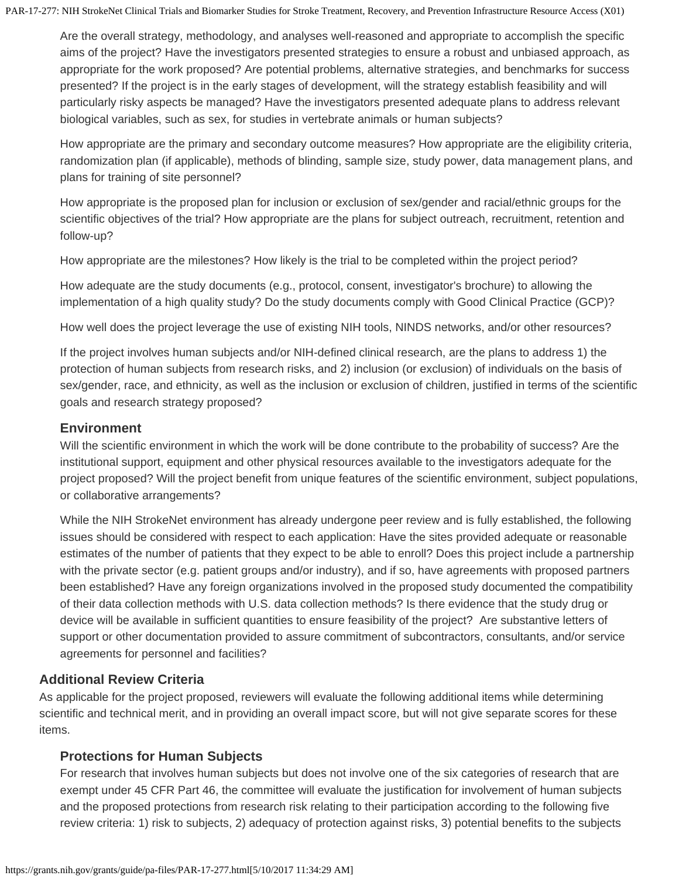Are the overall strategy, methodology, and analyses well-reasoned and appropriate to accomplish the specific aims of the project? Have the investigators presented strategies to ensure a robust and unbiased approach, as appropriate for the work proposed? Are potential problems, alternative strategies, and benchmarks for success presented? If the project is in the early stages of development, will the strategy establish feasibility and will particularly risky aspects be managed? Have the investigators presented adequate plans to address relevant biological variables, such as sex, for studies in vertebrate animals or human subjects?

How appropriate are the primary and secondary outcome measures? How appropriate are the eligibility criteria, randomization plan (if applicable), methods of blinding, sample size, study power, data management plans, and plans for training of site personnel?

How appropriate is the proposed plan for inclusion or exclusion of sex/gender and racial/ethnic groups for the scientific objectives of the trial? How appropriate are the plans for subject outreach, recruitment, retention and follow-up?

How appropriate are the milestones? How likely is the trial to be completed within the project period?

How adequate are the study documents (e.g., protocol, consent, investigator's brochure) to allowing the implementation of a high quality study? Do the study documents comply with Good Clinical Practice (GCP)?

How well does the project leverage the use of existing NIH tools, NINDS networks, and/or other resources?

If the project involves human subjects and/or NIH-defined clinical research, are the plans to address 1) the protection of human subjects from research risks, and 2) inclusion (or exclusion) of individuals on the basis of sex/gender, race, and ethnicity, as well as the inclusion or exclusion of children, justified in terms of the scientific goals and research strategy proposed?

### Environment

Will the scientific environment in which the work will be done contribute to the probability of success? Are the institutional support, equipment and other physical resources available to the investigators adequate for the project proposed? Will the project benefit from unique features of the scientific environment, subject populations, or collaborative arrangements?

While the NIH StrokeNet environment has already undergone peer review and is fully established, the following issues should be considered with respect to each application: Have the sites provided adequate or reasonable estimates of the number of patients that they expect to be able to enroll? Does this project include a partnership with the private sector (e.g. patient groups and/or industry), and if so, have agreements with proposed partners been established? Have any foreign organizations involved in the proposed study documented the compatibility of their data collection methods with U.S. data collection methods? Is there evidence that the study drug or device will be available in sufficient quantities to ensure feasibility of the project? Are substantive letters of support or other documentation provided to assure commitment of subcontractors, consultants, and/or service agreements for personnel and facilities?

## Additional Review Criteria

As applicable for the project proposed, reviewers will evaluate the following additional items while determining scientific and technical merit, and in providing an overall impact score, but will not give separate scores for these items.

### Protections for Human Subjects

For research that involves human subjects but does not involve one of the six categories of research that are exempt under 45 CFR Part 46, the committee will evaluate the justification for involvement of human subjects and the proposed protections from research risk relating to their participation according to the following five review criteria: 1) risk to subjects, 2) adequacy of protection against risks, 3) potential benefits to the subjects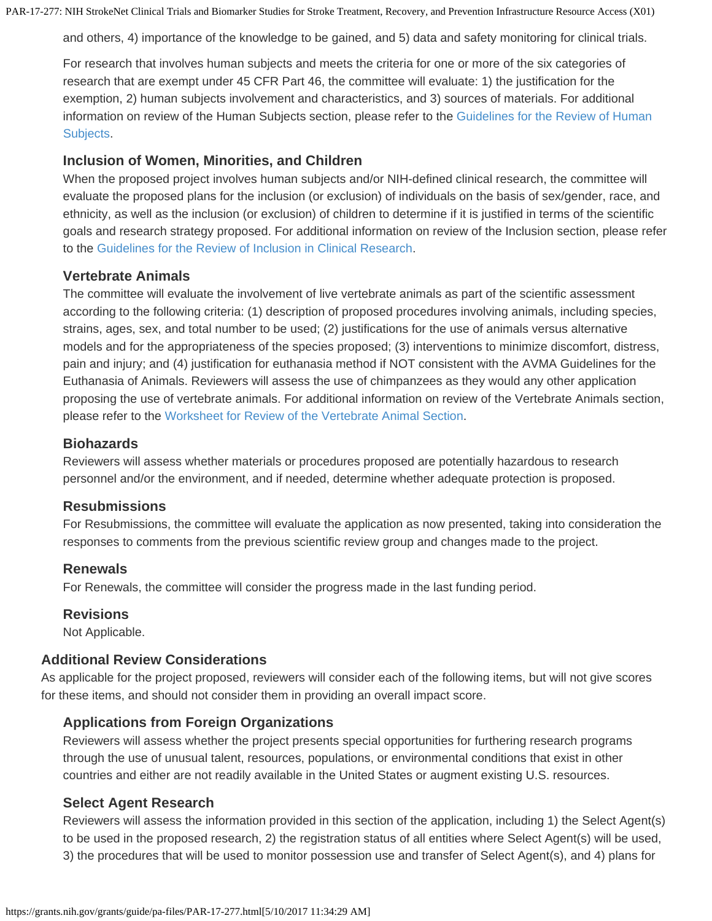and others, 4) importance of the knowledge to be gained, and 5) data and safety monitoring for clinical trials.

For research that involves human subjects and meets the criteria for one or more of the six categories of research that are exempt under 45 CFR Part 46, the committee will evaluate: 1) the justification for the exemption, 2) human subjects involvement and characteristics, and 3) sources of materials. For additional information on review of the Human Subjects section, please refer to the Guidelines for the Review of Human Subjects.

### Inclusion of Women, Minorities, and Children

When the proposed project involves human subjects and/or NIH-defined clinical research, the committee will evaluate the proposed plans for the inclusion (or exclusion) of individuals on the basis of sex/gender, race, and ethnicity, as well as the inclusion (or exclusion) of children to determine if it is justified in terms of the scientific goals and research strategy proposed. For additional information on review of the Inclusion section, please refer to the Guidelines for the Review of Inclusion in Clinical Research.

### Vertebrate Animals

The committee will evaluate the involvement of live vertebrate animals as part of the scientific assessment according to the following criteria: (1) description of proposed procedures involving animals, including species, strains, ages, sex, and total number to be used; (2) justifications for the use of animals versus alternative models and for the appropriateness of the species proposed; (3) interventions to minimize discomfort, distress, pain and injury; and (4) justification for euthanasia method if NOT consistent with the AVMA Guidelines for the Euthanasia of Animals. Reviewers will assess the use of chimpanzees as they would any other application proposing the use of vertebrate animals. For additional information on review of the Vertebrate Animals section, please refer to the Worksheet for Review of the Vertebrate Animal Section.

### Biohazards

Reviewers will assess whether materials or procedures proposed are potentially hazardous to research personnel and/or the environment, and if needed, determine whether adequate protection is proposed.

### Resubmissions

For Resubmissions, the committee will evaluate the application as now presented, taking into consideration the responses to comments from the previous scientific review group and changes made to the project.

### Renewals

For Renewals, the committee will consider the progress made in the last funding period.

### Revisions

Not Applicable.

## Additional Review Considerations

As applicable for the project proposed, reviewers will consider each of the following items, but will not give scores for these items, and should not consider them in providing an overall impact score.

### Applications from Foreign Organizations

Reviewers will assess whether the project presents special opportunities for furthering research programs through the use of unusual talent, resources, populations, or environmental conditions that exist in other countries and either are not readily available in the United States or augment existing U.S. resources.

### Select Agent Research

Reviewers will assess the information provided in this section of the application, including 1) the Select Agent(s) to be used in the proposed research, 2) the registration status of all entities where Select Agent(s) will be used, 3) the procedures that will be used to monitor possession use and transfer of Select Agent(s), and 4) plans for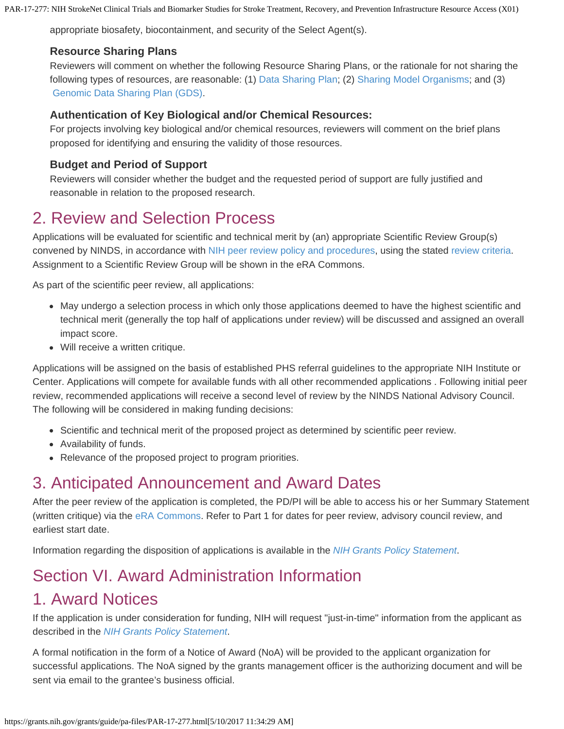appropriate biosafety, biocontainment, and security of the Select Agent(s).

### Resource Sharing Plans

Reviewers will comment on whether the following Resource Sharing Plans, or the rationale for not sharing the following types of resources, are reasonable: (1) Data Sharing Plan; (2) Sharing Model Organisms; and (3) Genomic Data Sharing Plan (GDS).

### Authentication of Key Biological and/or Chemical Resources:

For projects involving key biological and/or chemical resources, reviewers will comment on the brief plans proposed for identifying and ensuring the validity of those resources.

### Budget and Period of Support

Reviewers will consider whether the budget and the requested period of support are fully justified and reasonable in relation to the proposed research.

## 2. Review and Selection Process

Applications will be evaluated for scientific and technical merit by (an) appropriate Scientific Review Group(s) convened by NINDS, in accordance with NIH peer review policy and procedures, using the stated review criteria. Assignment to a Scientific Review Group will be shown in the eRA Commons.

As part of the scientific peer review, all applications:

- May undergo a selection process in which only those applications deemed to have the highest scientific and technical merit (generally the top half of applications under review) will be discussed and assigned an overall impact score.
- Will receive a written critique.

Applications will be assigned on the basis of established PHS referral guidelines to the appropriate NIH Institute or Center. Applications will compete for available funds with all other recommended applications . Following initial peer review, recommended applications will receive a second level of review by the NINDS National Advisory Council. The following will be considered in making funding decisions:

- Scientific and technical merit of the proposed project as determined by scientific peer review.
- Availability of funds.
- Relevance of the proposed project to program priorities.

## 3. Anticipated Announcement and Award Dates

After the peer review of the application is completed, the PD/PI will be able to access his or her Summary Statement (written critique) via the eRA Commons. Refer to Part 1 for dates for peer review, advisory council review, and earliest start date.

Information regarding the disposition of applications is available in the *NIH Grants Policy Statement*.

# Section VI. Award Administration Information

## 1. Award Notices

If the application is under consideration for funding, NIH will request "just-in-time" information from the applicant as described in the *NIH Grants Policy Statement*.

A formal notification in the form of a Notice of Award (NoA) will be provided to the applicant organization for successful applications. The NoA signed by the grants management officer is the authorizing document and will be sent via email to the grantee's business official.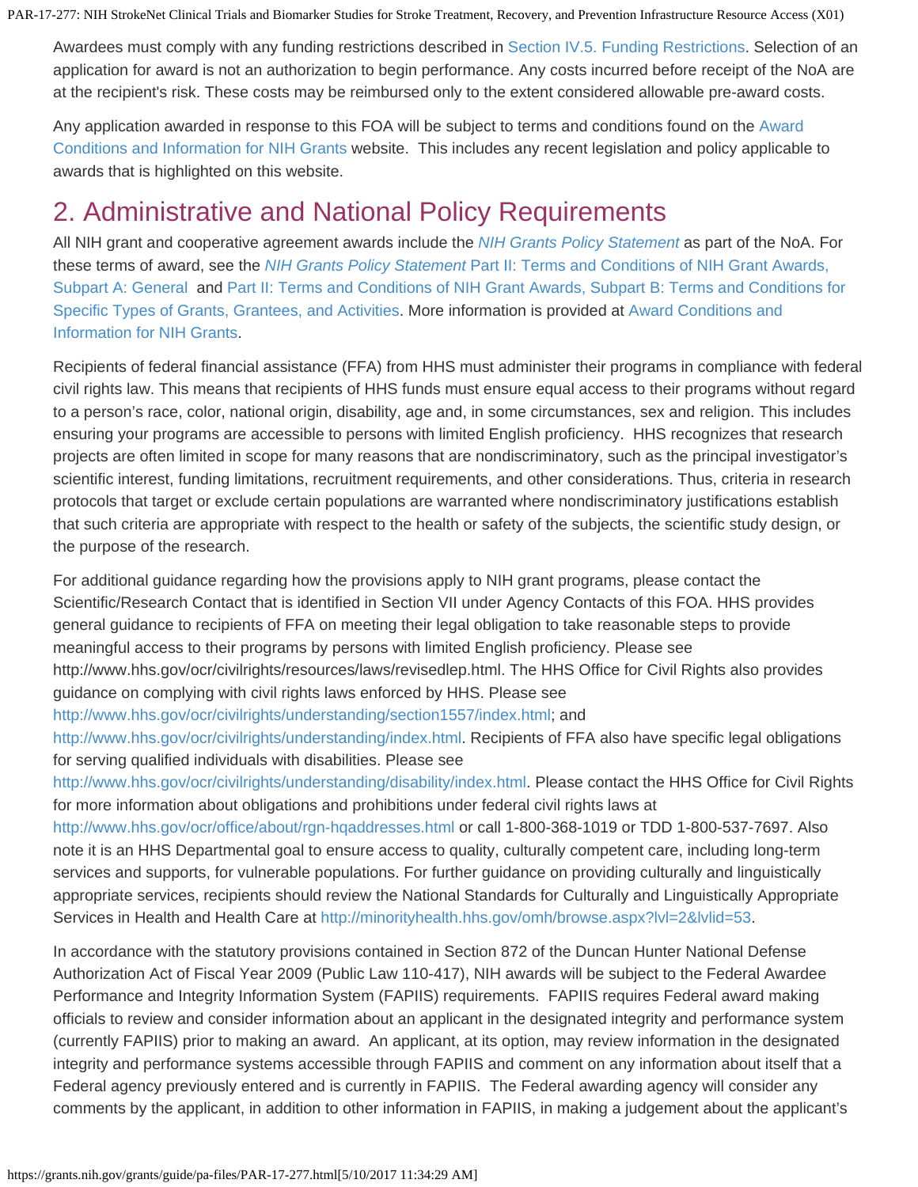Awardees must comply with any funding restrictions described in Section IV.5. Funding Restrictions. Selection of an application for award is not an authorization to begin performance. Any costs incurred before receipt of the NoA are at the recipient's risk. These costs may be reimbursed only to the extent considered allowable pre-award costs.

Any application awarded in response to this FOA will be subject to terms and conditions found on the Award Conditions and Information for NIH Grants website. This includes any recent legislation and policy applicable to awards that is highlighted on this website.

## 2. Administrative and National Policy Requirements

All NIH grant and cooperative agreement awards include the *NIH Grants Policy Statement* as part of the NoA. For these terms of award, see the *NIH Grants Policy Statement* Part II: Terms and Conditions of NIH Grant Awards, Subpart A: General and Part II: Terms and Conditions of NIH Grant Awards, Subpart B: Terms and Conditions for Specific Types of Grants, Grantees, and Activities. More information is provided at Award Conditions and Information for NIH Grants.

Recipients of federal financial assistance (FFA) from HHS must administer their programs in compliance with federal civil rights law. This means that recipients of HHS funds must ensure equal access to their programs without regard to a person's race, color, national origin, disability, age and, in some circumstances, sex and religion. This includes ensuring your programs are accessible to persons with limited English proficiency. HHS recognizes that research projects are often limited in scope for many reasons that are nondiscriminatory, such as the principal investigator's scientific interest, funding limitations, recruitment requirements, and other considerations. Thus, criteria in research protocols that target or exclude certain populations are warranted where nondiscriminatory justifications establish that such criteria are appropriate with respect to the health or safety of the subjects, the scientific study design, or the purpose of the research.

For additional guidance regarding how the provisions apply to NIH grant programs, please contact the Scientific/Research Contact that is identified in Section VII under Agency Contacts of this FOA. HHS provides general guidance to recipients of FFA on meeting their legal obligation to take reasonable steps to provide meaningful access to their programs by persons with limited English proficiency. Please see http://www.hhs.gov/ocr/civilrights/resources/laws/revisedlep.html. The HHS Office for Civil Rights also provides guidance on complying with civil rights laws enforced by HHS. Please see http://www.hhs.gov/ocr/civilrights/understanding/section1557/index.html; and http://www.hhs.gov/ocr/civilrights/understanding/index.html. Recipients of FFA also have specific legal obligations for serving qualified individuals with disabilities. Please see http://www.hhs.gov/ocr/civilrights/understanding/disability/index.html. Please contact the HHS Office for Civil Rights for more information about obligations and prohibitions under federal civil rights laws at http://www.hhs.gov/ocr/office/about/rgn-hqaddresses.html or call 1-800-368-1019 or TDD 1-800-537-7697. Also note it is an HHS Departmental goal to ensure access to quality, culturally competent care, including long-term services and supports, for vulnerable populations. For further guidance on providing culturally and linguistically appropriate services, recipients should review the National Standards for Culturally and Linguistically Appropriate Services in Health and Health Care at http://minorityhealth.hhs.gov/omh/browse.aspx?lvl=2&lvlid=53.

In accordance with the statutory provisions contained in Section 872 of the Duncan Hunter National Defense Authorization Act of Fiscal Year 2009 (Public Law 110-417), NIH awards will be subject to the Federal Awardee Performance and Integrity Information System (FAPIIS) requirements. FAPIIS requires Federal award making officials to review and consider information about an applicant in the designated integrity and performance system (currently FAPIIS) prior to making an award. An applicant, at its option, may review information in the designated integrity and performance systems accessible through FAPIIS and comment on any information about itself that a Federal agency previously entered and is currently in FAPIIS. The Federal awarding agency will consider any comments by the applicant, in addition to other information in FAPIIS, in making a judgement about the applicant's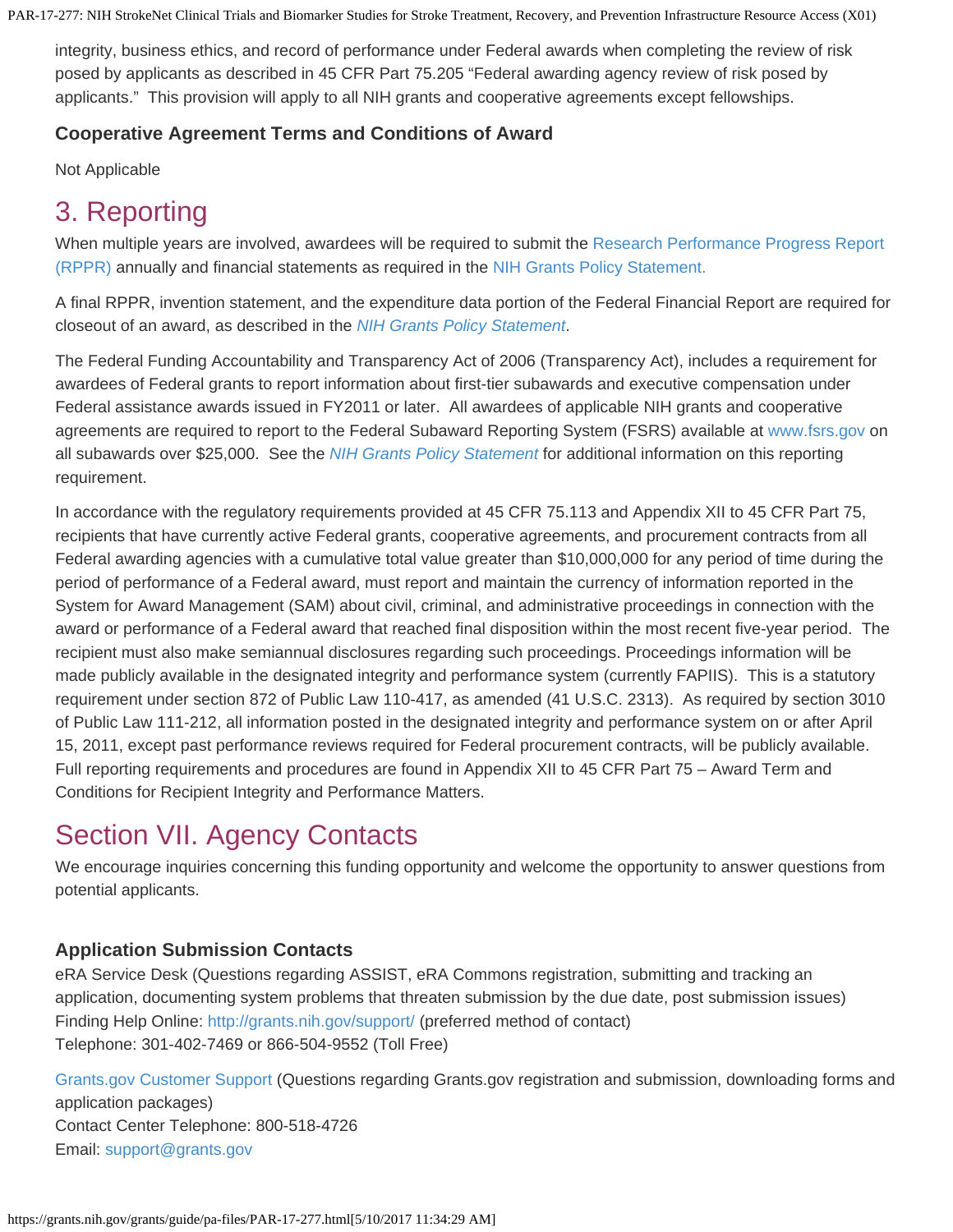integrity, business ethics, and record of performance under Federal awards when completing the review of risk posed by applicants as described in 45 CFR Part 75.205 “Federal awarding agency review of risk posed by applicants.” This provision will apply to all NIH grants and cooperative agreements except fellowships.

### Cooperative Agreement Terms and Conditions of Award

Not Applicable

## 3. Reporting

When multiple years are involved, awardees will be required to submit the Research Performance Progress Report (RPPR) annually and financial statements as required in the NIH Grants Policy Statement.

A final RPPR, invention statement, and the expenditure data portion of the Federal Financial Report are required for closeout of an award, as described in the *NIH Grants Policy Statement*.

The Federal Funding Accountability and Transparency Act of 2006 (Transparency Act), includes a requirement for awardees of Federal grants to report information about first-tier subawards and executive compensation under Federal assistance awards issued in FY2011 or later. All awardees of applicable NIH grants and cooperative agreements are required to report to the Federal Subaward Reporting System (FSRS) available at www.fsrs.gov on all subawards over $25,000. See the *NIH Grants Policy Statement* for additional information on this reporting requirement.

In accordance with the regulatory requirements provided at 45 CFR 75.113 and Appendix XII to 45 CFR Part 75, recipients that have currently active Federal grants, cooperative agreements, and procurement contracts from all Federal awarding agencies with a cumulative total value greater than $10,000,000 for any period of time during the period of performance of a Federal award, must report and maintain the currency of information reported in the System for Award Management (SAM) about civil, criminal, and administrative proceedings in connection with the award or performance of a Federal award that reached final disposition within the most recent five-year period. The recipient must also make semiannual disclosures regarding such proceedings. Proceedings information will be made publicly available in the designated integrity and performance system (currently FAPIIS). This is a statutory requirement under section 872 of Public Law 110-417, as amended (41 U.S.C. 2313). As required by section 3010 of Public Law 111-212, all information posted in the designated integrity and performance system on or after April 15, 2011, except past performance reviews required for Federal procurement contracts, will be publicly available. Full reporting requirements and procedures are found in Appendix XII to 45 CFR Part 75 – Award Term and Conditions for Recipient Integrity and Performance Matters.

# Section VII. Agency Contacts

We encourage inquiries concerning this funding opportunity and welcome the opportunity to answer questions from potential applicants.

### Application Submission Contacts

eRA Service Desk (Questions regarding ASSIST, eRA Commons registration, submitting and tracking an application, documenting system problems that threaten submission by the due date, post submission issues)
Finding Help Online: http://grants.nih.gov/support/ (preferred method of contact)
Telephone: 301-402-7469 or 866-504-9552 (Toll Free)

Grants.gov Customer Support (Questions regarding Grants.gov registration and submission, downloading forms and application packages)
Contact Center Telephone: 800-518-4726
Email: support@grants.gov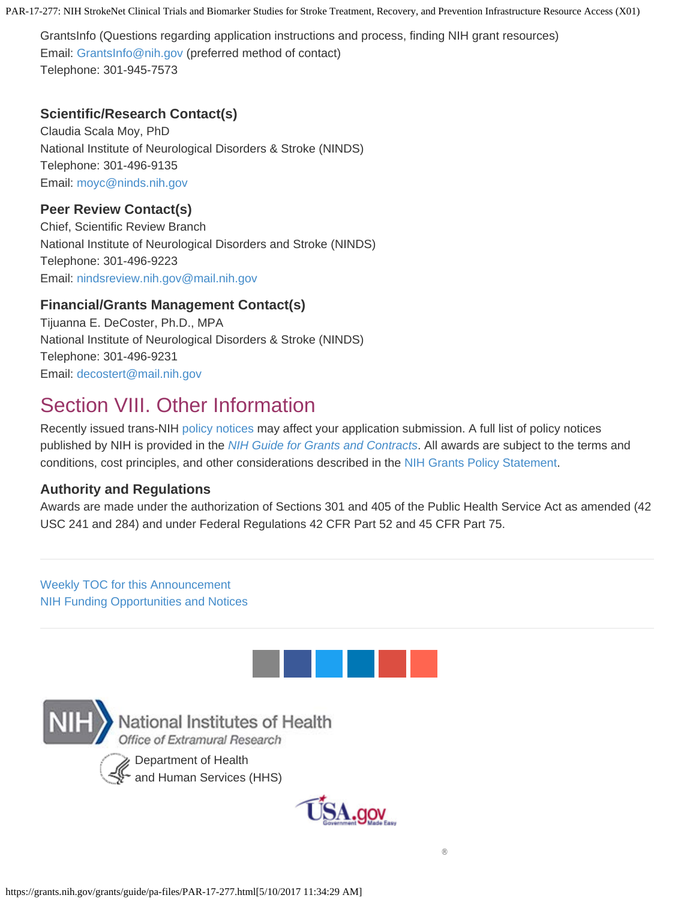GrantsInfo (Questions regarding application instructions and process, finding NIH grant resources)
Email: GrantsInfo@nih.gov (preferred method of contact)
Telephone: 301-945-7573

### Scientific/Research Contact(s)

Claudia Scala Moy, PhD
National Institute of Neurological Disorders & Stroke (NINDS)
Telephone: 301-496-9135
Email: moyc@ninds.nih.gov

### Peer Review Contact(s)

Chief, Scientific Review Branch
National Institute of Neurological Disorders and Stroke (NINDS)
Telephone: 301-496-9223
Email: nindsreview.nih.gov@mail.nih.gov

### Financial/Grants Management Contact(s)

Tijuanna E. DeCoster, Ph.D., MPA
National Institute of Neurological Disorders & Stroke (NINDS)
Telephone: 301-496-9231
Email: decostert@mail.nih.gov

## Section VIII. Other Information

Recently issued trans-NIH policy notices may affect your application submission. A full list of policy notices published by NIH is provided in the *NIH Guide for Grants and Contracts*. All awards are subject to the terms and conditions, cost principles, and other considerations described in the NIH Grants Policy Statement.

### Authority and Regulations

Awards are made under the authorization of Sections 301 and 405 of the Public Health Service Act as amended (42 USC 241 and 284) and under Federal Regulations 42 CFR Part 52 and 45 CFR Part 75.

---

Weekly TOC for this Announcement
NIH Funding Opportunities and Notices

---

National Institutes of Health
Office of Extramural Research

Department of Health and Human Services (HHS)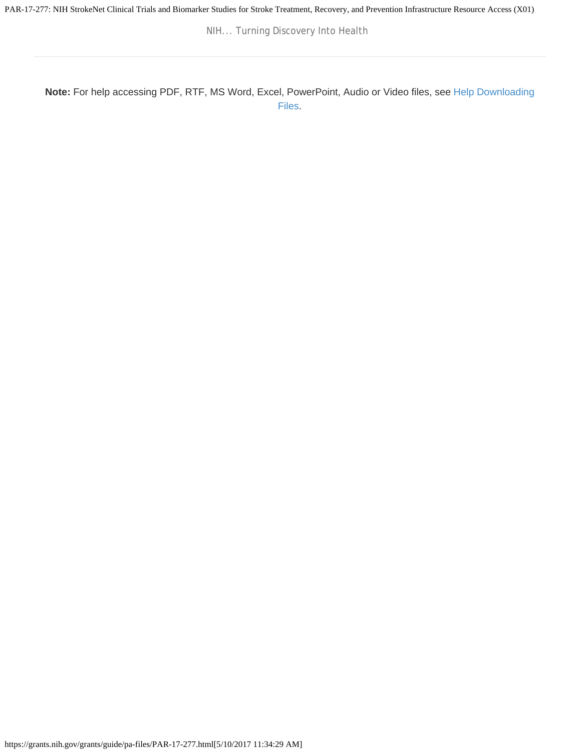NIH... Turning Discovery Into Health

**Note:** For help accessing PDF, RTF, MS Word, Excel, PowerPoint, Audio or Video files, see Help Downloading Files.